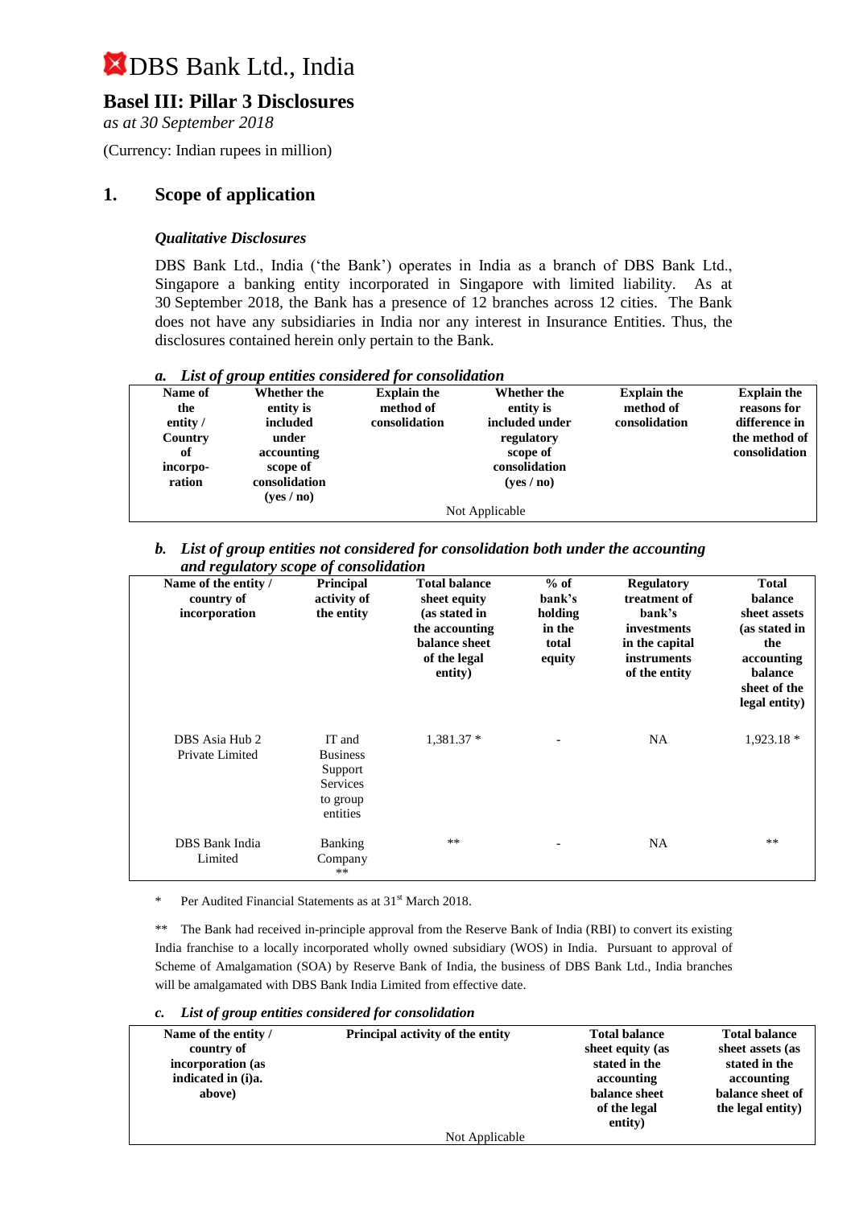# DBS Bank Ltd., India

## Basel III: Pillar 3 Disclosures

*as at 30 September 2018*

(Currency: Indian rupees in million)

## 1. Scope of application

### *Qualitative Disclosures*

DBS Bank Ltd., India ('the Bank') operates in India as a branch of DBS Bank Ltd., Singapore a banking entity incorporated in Singapore with limited liability. As at 30 September 2018, the Bank has a presence of 12 branches across 12 cities. The Bank does not have any subsidiaries in India nor any interest in Insurance Entities. Thus, the disclosures contained herein only pertain to the Bank.

***a. List of group entities considered for consolidation***

| Name of the entity / Country of incorpo-ration | Whether the entity is included under accounting scope of consolidation (yes / no) | Explain the method of consolidation | Whether the entity is included under regulatory scope of consolidation (yes / no) | Explain the method of consolidation | Explain the reasons for difference in the method of consolidation |
|---|---|---|---|---|---|
| Not Applicable | | | | | |

***b. List of group entities not considered for consolidation both under the accounting and regulatory scope of consolidation***

| Name of the entity / country of incorporation | Principal activity of the entity | Total balance sheet equity (as stated in the accounting balance sheet of the legal entity) | % of bank's holding in the total equity | Regulatory treatment of bank's investments in the capital instruments of the entity | Total balance sheet assets (as stated in the accounting balance sheet of the legal entity) |
|---|---|---|---|---|---|
| DBS Asia Hub 2 Private Limited | IT and Business Support Services to group entities | 1,381.37 * | - | NA | 1,923.18 * |
| DBS Bank India Limited | Banking Company ** | ** | - | NA | ** |

\* Per Audited Financial Statements as at 31st March 2018.

** The Bank had received in-principle approval from the Reserve Bank of India (RBI) to convert its existing India franchise to a locally incorporated wholly owned subsidiary (WOS) in India. Pursuant to approval of Scheme of Amalgamation (SOA) by Reserve Bank of India, the business of DBS Bank Ltd., India branches will be amalgamated with DBS Bank India Limited from effective date.

***c. List of group entities considered for consolidation***

| Name of the entity / country of incorporation (as indicated in (i)a. above) | Principal activity of the entity | Total balance sheet equity (as stated in the accounting balance sheet of the legal entity) | Total balance sheet assets (as stated in the accounting balance sheet of the legal entity) |
|---|---|---|---|
| Not Applicable | | | |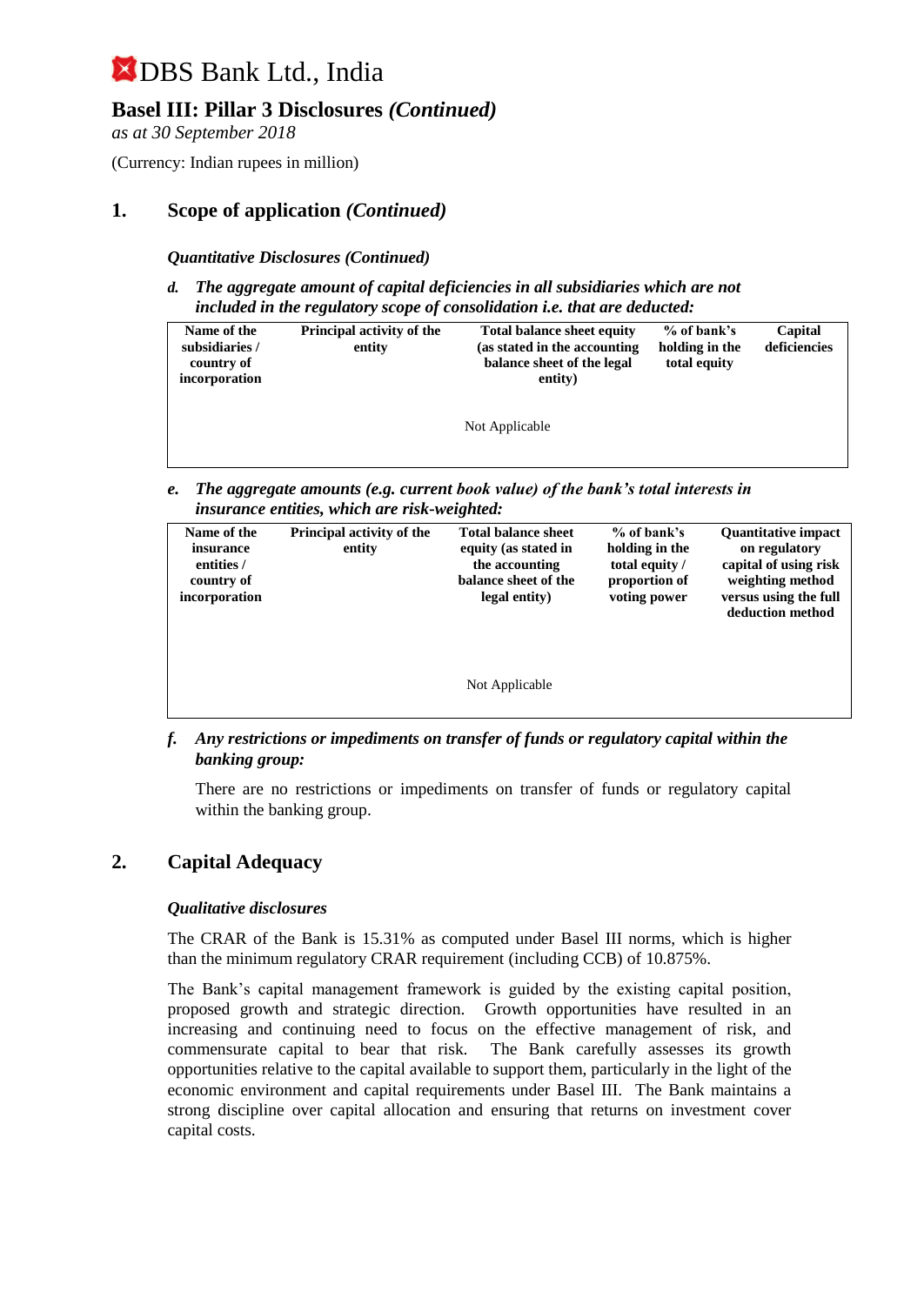# DBS Bank Ltd., India

## Basel III: Pillar 3 Disclosures *(Continued)*

*as at 30 September 2018*

(Currency: Indian rupees in million)

## 1. Scope of application *(Continued)*

***Quantitative Disclosures (Continued)***

***d. The aggregate amount of capital deficiencies in all subsidiaries which are not included in the regulatory scope of consolidation i.e. that are deducted:***

| Name of the subsidiaries / country of incorporation | Principal activity of the entity | Total balance sheet equity (as stated in the accounting balance sheet of the legal entity) | % of bank's holding in the total equity | Capital deficiencies |
|---|---|---|---|---|
| | | Not Applicable | | |

***e. The aggregate amounts (e.g. current book value) of the bank's total interests in insurance entities, which are risk-weighted:***

| Name of the insurance entities / country of incorporation | Principal activity of the entity | Total balance sheet equity (as stated in the accounting balance sheet of the legal entity) | % of bank's holding in the total equity / proportion of voting power | Quantitative impact on regulatory capital of using risk weighting method versus using the full deduction method |
|---|---|---|---|---|
| | | Not Applicable | | |

***f. Any restrictions or impediments on transfer of funds or regulatory capital within the banking group:***

There are no restrictions or impediments on transfer of funds or regulatory capital within the banking group.

## 2. Capital Adequacy

***Qualitative disclosures***

The CRAR of the Bank is 15.31% as computed under Basel III norms, which is higher than the minimum regulatory CRAR requirement (including CCB) of 10.875%.

The Bank's capital management framework is guided by the existing capital position, proposed growth and strategic direction. Growth opportunities have resulted in an increasing and continuing need to focus on the effective management of risk, and commensurate capital to bear that risk. The Bank carefully assesses its growth opportunities relative to the capital available to support them, particularly in the light of the economic environment and capital requirements under Basel III. The Bank maintains a strong discipline over capital allocation and ensuring that returns on investment cover capital costs.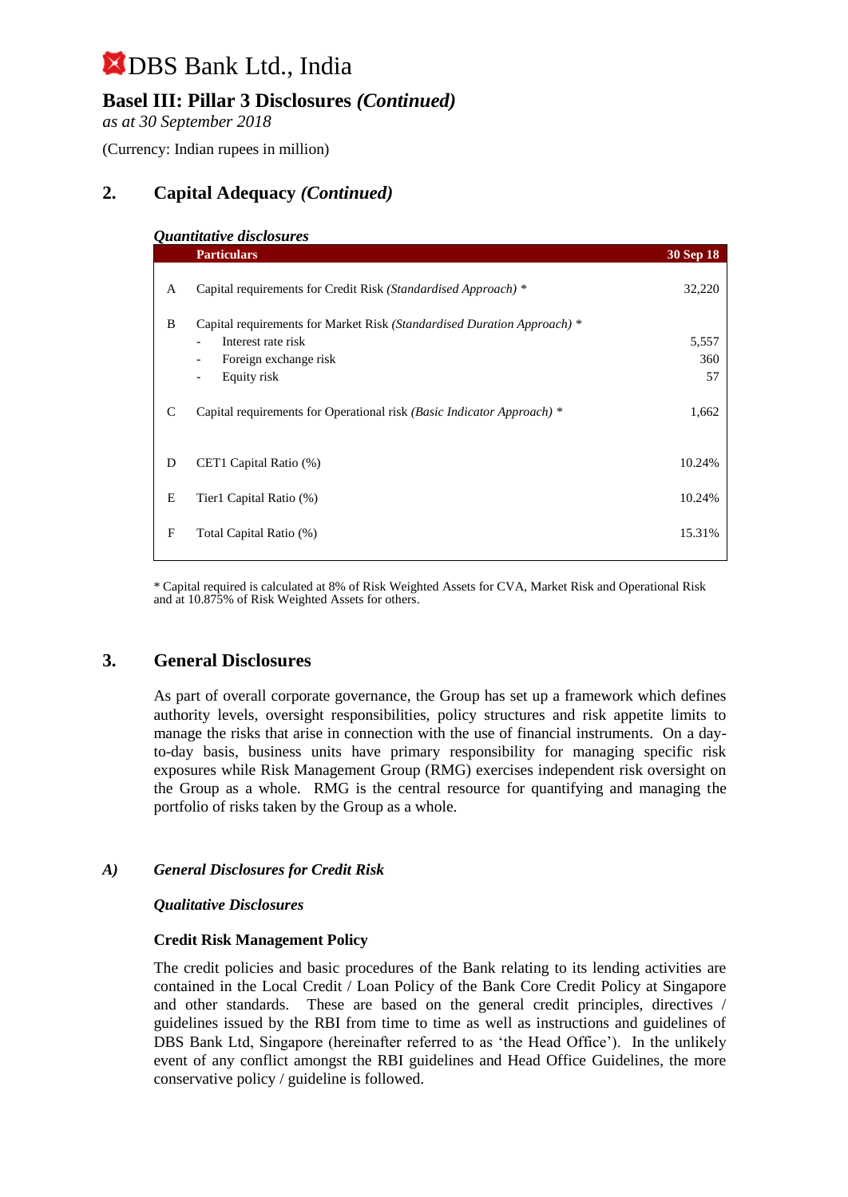# DBS Bank Ltd., India

## Basel III: Pillar 3 Disclosures *(Continued)*

*as at 30 September 2018*

(Currency: Indian rupees in million)

## 2. Capital Adequacy *(Continued)*

***Quantitative disclosures***

| | Particulars | 30 Sep 18 |
|---|---|---|
| A | Capital requirements for Credit Risk *(Standardised Approach)* * | 32,220 |
| B | Capital requirements for Market Risk *(Standardised Duration Approach)* * | |
| | - Interest rate risk | 5,557 |
| | - Foreign exchange risk | 360 |
| | - Equity risk | 57 |
| C | Capital requirements for Operational risk *(Basic Indicator Approach)* * | 1,662 |
| D | CET1 Capital Ratio (%) | 10.24% |
| E | Tier1 Capital Ratio (%) | 10.24% |
| F | Total Capital Ratio (%) | 15.31% |

* Capital required is calculated at 8% of Risk Weighted Assets for CVA, Market Risk and Operational Risk and at 10.875% of Risk Weighted Assets for others.

## 3. General Disclosures

As part of overall corporate governance, the Group has set up a framework which defines authority levels, oversight responsibilities, policy structures and risk appetite limits to manage the risks that arise in connection with the use of financial instruments. On a day-to-day basis, business units have primary responsibility for managing specific risk exposures while Risk Management Group (RMG) exercises independent risk oversight on the Group as a whole. RMG is the central resource for quantifying and managing the portfolio of risks taken by the Group as a whole.

### *A) General Disclosures for Credit Risk*

***Qualitative Disclosures***

**Credit Risk Management Policy**

The credit policies and basic procedures of the Bank relating to its lending activities are contained in the Local Credit / Loan Policy of the Bank Core Credit Policy at Singapore and other standards. These are based on the general credit principles, directives / guidelines issued by the RBI from time to time as well as instructions and guidelines of DBS Bank Ltd, Singapore (hereinafter referred to as 'the Head Office'). In the unlikely event of any conflict amongst the RBI guidelines and Head Office Guidelines, the more conservative policy / guideline is followed.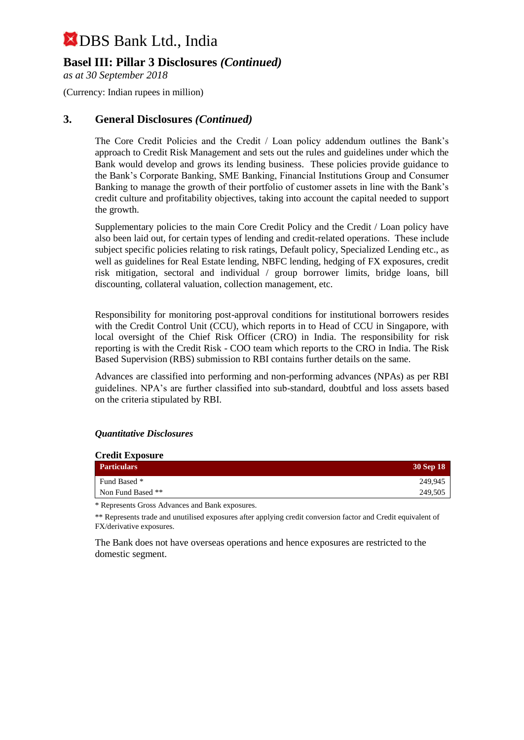# DBS Bank Ltd., India

## Basel III: Pillar 3 Disclosures *(Continued)*

*as at 30 September 2018*

(Currency: Indian rupees in million)

## 3. General Disclosures *(Continued)*

The Core Credit Policies and the Credit / Loan policy addendum outlines the Bank's approach to Credit Risk Management and sets out the rules and guidelines under which the Bank would develop and grows its lending business. These policies provide guidance to the Bank's Corporate Banking, SME Banking, Financial Institutions Group and Consumer Banking to manage the growth of their portfolio of customer assets in line with the Bank's credit culture and profitability objectives, taking into account the capital needed to support the growth.

Supplementary policies to the main Core Credit Policy and the Credit / Loan policy have also been laid out, for certain types of lending and credit-related operations. These include subject specific policies relating to risk ratings, Default policy, Specialized Lending etc., as well as guidelines for Real Estate lending, NBFC lending, hedging of FX exposures, credit risk mitigation, sectoral and individual / group borrower limits, bridge loans, bill discounting, collateral valuation, collection management, etc.

Responsibility for monitoring post-approval conditions for institutional borrowers resides with the Credit Control Unit (CCU), which reports in to Head of CCU in Singapore, with local oversight of the Chief Risk Officer (CRO) in India. The responsibility for risk reporting is with the Credit Risk - COO team which reports to the CRO in India. The Risk Based Supervision (RBS) submission to RBI contains further details on the same.

Advances are classified into performing and non-performing advances (NPAs) as per RBI guidelines. NPA's are further classified into sub-standard, doubtful and loss assets based on the criteria stipulated by RBI.

***Quantitative Disclosures***

**Credit Exposure**

| Particulars | 30 Sep 18 |
|---|---|
| Fund Based * | 249,945 |
| Non Fund Based ** | 249,505 |

\* Represents Gross Advances and Bank exposures.

** Represents trade and unutilised exposures after applying credit conversion factor and Credit equivalent of FX/derivative exposures.

The Bank does not have overseas operations and hence exposures are restricted to the domestic segment.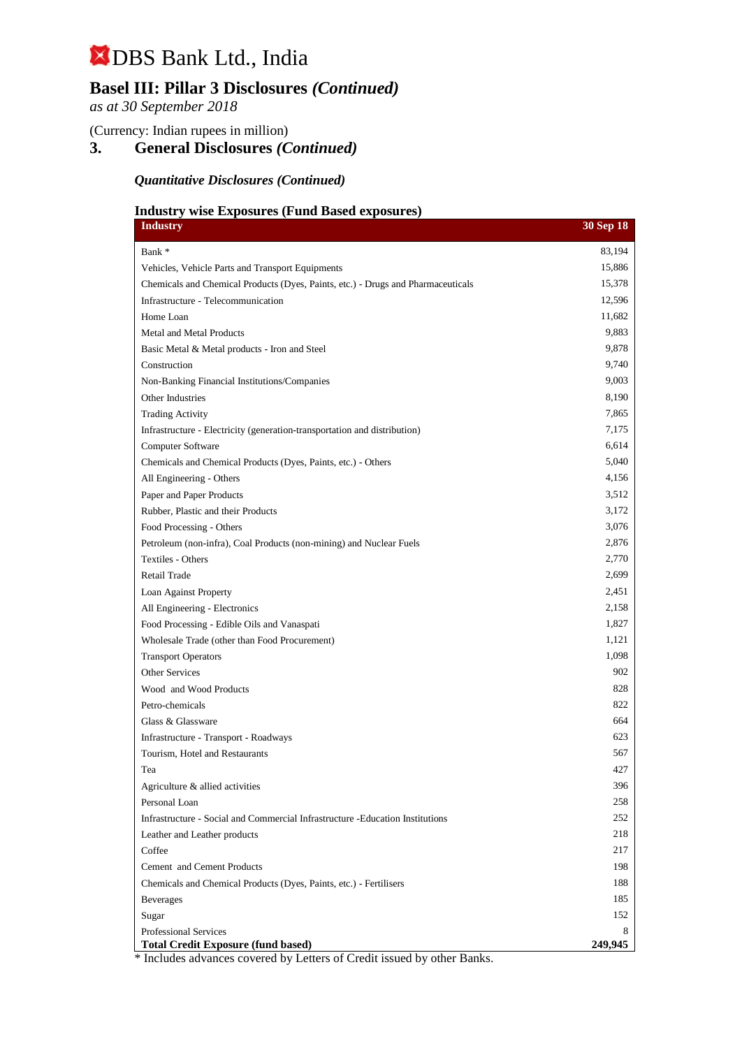# DBS Bank Ltd., India

## Basel III: Pillar 3 Disclosures *(Continued)*

*as at 30 September 2018*

(Currency: Indian rupees in million)

## 3. General Disclosures *(Continued)*

### *Quantitative Disclosures (Continued)*

**Industry wise Exposures (Fund Based exposures)**

| Industry | 30 Sep 18 |
|---|---|
| Bank * | 83,194 |
| Vehicles, Vehicle Parts and Transport Equipments | 15,886 |
| Chemicals and Chemical Products (Dyes, Paints, etc.) - Drugs and Pharmaceuticals | 15,378 |
| Infrastructure - Telecommunication | 12,596 |
| Home Loan | 11,682 |
| Metal and Metal Products | 9,883 |
| Basic Metal & Metal products - Iron and Steel | 9,878 |
| Construction | 9,740 |
| Non-Banking Financial Institutions/Companies | 9,003 |
| Other Industries | 8,190 |
| Trading Activity | 7,865 |
| Infrastructure - Electricity (generation-transportation and distribution) | 7,175 |
| Computer Software | 6,614 |
| Chemicals and Chemical Products (Dyes, Paints, etc.) - Others | 5,040 |
| All Engineering - Others | 4,156 |
| Paper and Paper Products | 3,512 |
| Rubber, Plastic and their Products | 3,172 |
| Food Processing - Others | 3,076 |
| Petroleum (non-infra), Coal Products (non-mining) and Nuclear Fuels | 2,876 |
| Textiles - Others | 2,770 |
| Retail Trade | 2,699 |
| Loan Against Property | 2,451 |
| All Engineering - Electronics | 2,158 |
| Food Processing - Edible Oils and Vanaspati | 1,827 |
| Wholesale Trade (other than Food Procurement) | 1,121 |
| Transport Operators | 1,098 |
| Other Services | 902 |
| Wood and Wood Products | 828 |
| Petro-chemicals | 822 |
| Glass & Glassware | 664 |
| Infrastructure - Transport - Roadways | 623 |
| Tourism, Hotel and Restaurants | 567 |
| Tea | 427 |
| Agriculture & allied activities | 396 |
| Personal Loan | 258 |
| Infrastructure - Social and Commercial Infrastructure -Education Institutions | 252 |
| Leather and Leather products | 218 |
| Coffee | 217 |
| Cement and Cement Products | 198 |
| Chemicals and Chemical Products (Dyes, Paints, etc.) - Fertilisers | 188 |
| Beverages | 185 |
| Sugar | 152 |
| Professional Services | 8 |
| **Total Credit Exposure (fund based)** | **249,945** |

* Includes advances covered by Letters of Credit issued by other Banks.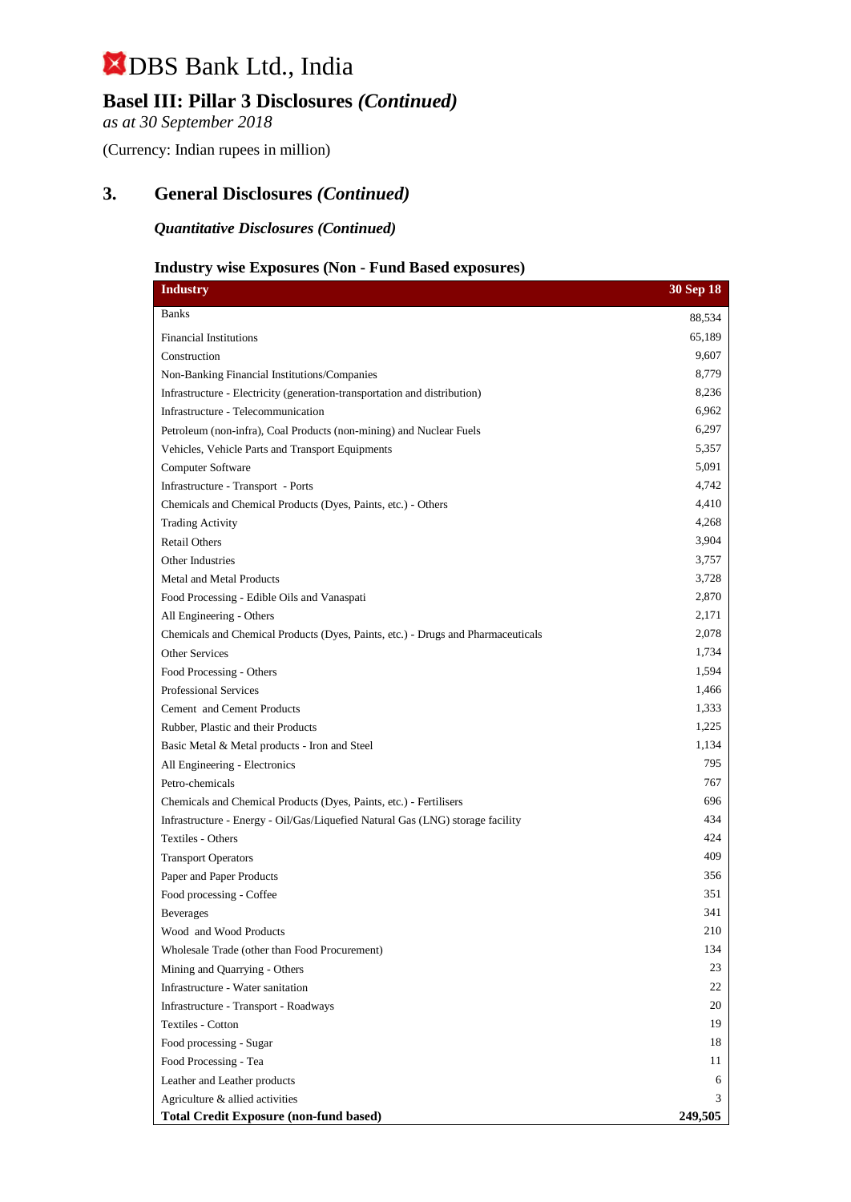# DBS Bank Ltd., India

## Basel III: Pillar 3 Disclosures *(Continued)*

*as at 30 September 2018*

(Currency: Indian rupees in million)

## 3. General Disclosures *(Continued)*

### *Quantitative Disclosures (Continued)*

### Industry wise Exposures (Non - Fund Based exposures)

| Industry | 30 Sep 18 |
|---|---|
| Banks | 88,534 |
| Financial Institutions | 65,189 |
| Construction | 9,607 |
| Non-Banking Financial Institutions/Companies | 8,779 |
| Infrastructure - Electricity (generation-transportation and distribution) | 8,236 |
| Infrastructure - Telecommunication | 6,962 |
| Petroleum (non-infra), Coal Products (non-mining) and Nuclear Fuels | 6,297 |
| Vehicles, Vehicle Parts and Transport Equipments | 5,357 |
| Computer Software | 5,091 |
| Infrastructure - Transport - Ports | 4,742 |
| Chemicals and Chemical Products (Dyes, Paints, etc.) - Others | 4,410 |
| Trading Activity | 4,268 |
| Retail Others | 3,904 |
| Other Industries | 3,757 |
| Metal and Metal Products | 3,728 |
| Food Processing - Edible Oils and Vanaspati | 2,870 |
| All Engineering - Others | 2,171 |
| Chemicals and Chemical Products (Dyes, Paints, etc.) - Drugs and Pharmaceuticals | 2,078 |
| Other Services | 1,734 |
| Food Processing - Others | 1,594 |
| Professional Services | 1,466 |
| Cement and Cement Products | 1,333 |
| Rubber, Plastic and their Products | 1,225 |
| Basic Metal & Metal products - Iron and Steel | 1,134 |
| All Engineering - Electronics | 795 |
| Petro-chemicals | 767 |
| Chemicals and Chemical Products (Dyes, Paints, etc.) - Fertilisers | 696 |
| Infrastructure - Energy - Oil/Gas/Liquefied Natural Gas (LNG) storage facility | 434 |
| Textiles - Others | 424 |
| Transport Operators | 409 |
| Paper and Paper Products | 356 |
| Food processing - Coffee | 351 |
| Beverages | 341 |
| Wood and Wood Products | 210 |
| Wholesale Trade (other than Food Procurement) | 134 |
| Mining and Quarrying - Others | 23 |
| Infrastructure - Water sanitation | 22 |
| Infrastructure - Transport - Roadways | 20 |
| Textiles - Cotton | 19 |
| Food processing - Sugar | 18 |
| Food Processing - Tea | 11 |
| Leather and Leather products | 6 |
| Agriculture & allied activities | 3 |
| **Total Credit Exposure (non-fund based)** | **249,505** |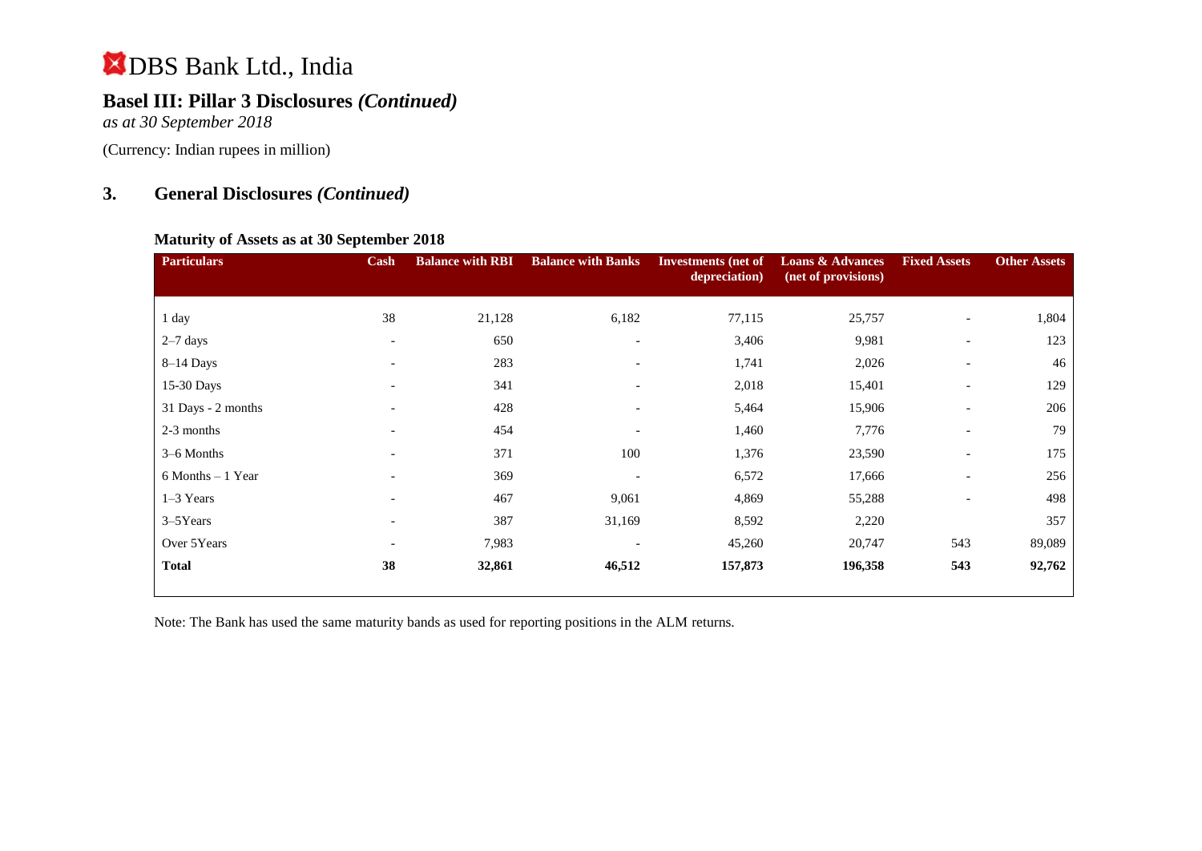# DBS Bank Ltd., India

## Basel III: Pillar 3 Disclosures *(Continued)*

*as at 30 September 2018*

(Currency: Indian rupees in million)

## 3. General Disclosures *(Continued)*

### Maturity of Assets as at 30 September 2018

| Particulars | Cash | Balance with RBI | Balance with Banks | Investments (net of depreciation) | Loans & Advances (net of provisions) | Fixed Assets | Other Assets |
|---|---|---|---|---|---|---|---|
| 1 day | 38 | 21,128 | 6,182 | 77,115 | 25,757 | - | 1,804 |
| 2–7 days | - | 650 | - | 3,406 | 9,981 | - | 123 |
| 8–14 Days | - | 283 | - | 1,741 | 2,026 | - | 46 |
| 15-30 Days | - | 341 | - | 2,018 | 15,401 | - | 129 |
| 31 Days - 2 months | - | 428 | - | 5,464 | 15,906 | - | 206 |
| 2-3 months | - | 454 | - | 1,460 | 7,776 | - | 79 |
| 3–6 Months | - | 371 | 100 | 1,376 | 23,590 | - | 175 |
| 6 Months – 1 Year | - | 369 | - | 6,572 | 17,666 | - | 256 |
| 1–3 Years | - | 467 | 9,061 | 4,869 | 55,288 | - | 498 |
| 3–5Years | - | 387 | 31,169 | 8,592 | 2,220 | | 357 |
| Over 5Years | - | 7,983 | - | 45,260 | 20,747 | 543 | 89,089 |
| **Total** | **38** | **32,861** | **46,512** | **157,873** | **196,358** | **543** | **92,762** |

Note: The Bank has used the same maturity bands as used for reporting positions in the ALM returns.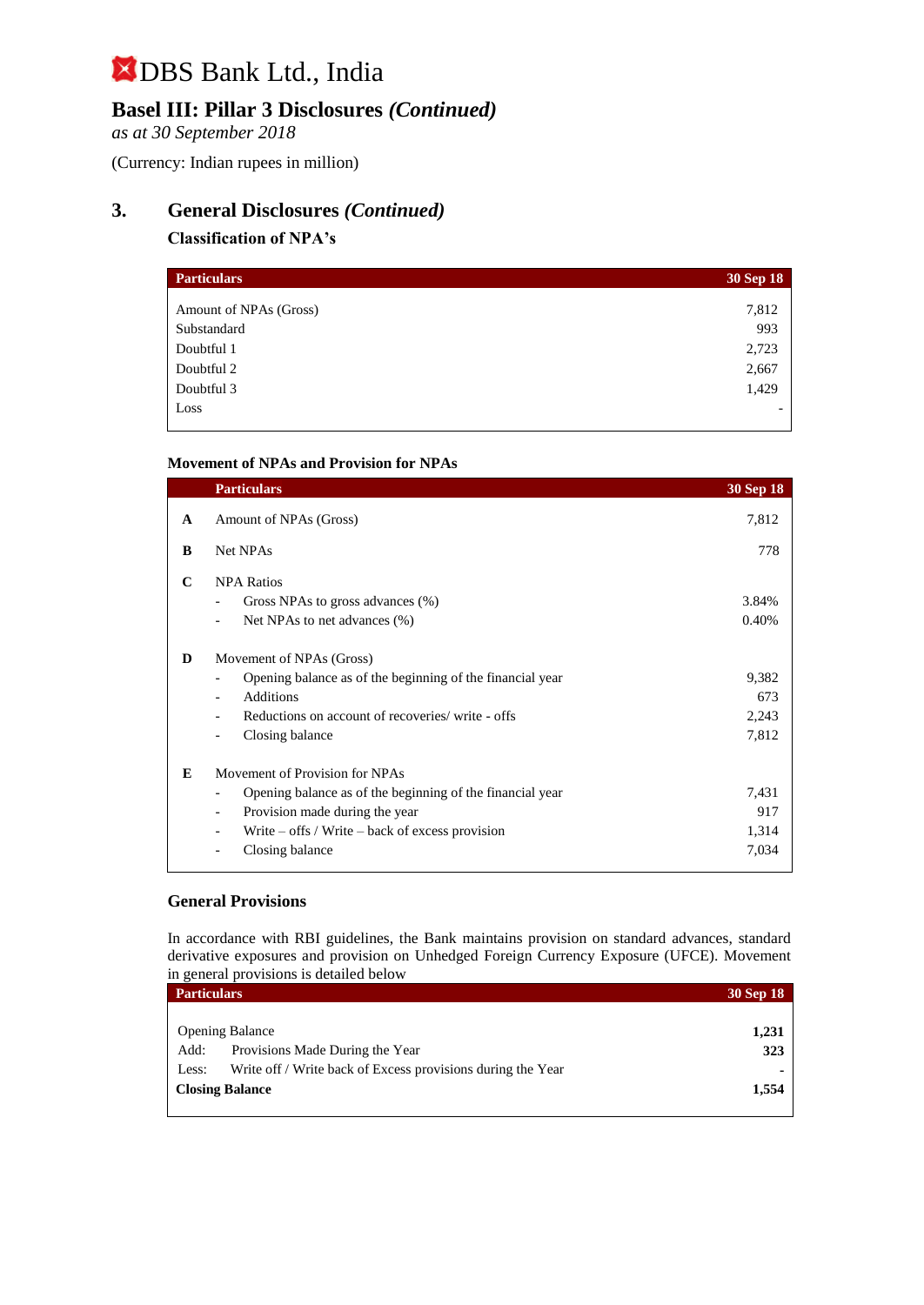# DBS Bank Ltd., India

## Basel III: Pillar 3 Disclosures *(Continued)*

*as at 30 September 2018*

(Currency: Indian rupees in million)

## 3. General Disclosures *(Continued)*

### Classification of NPA's

| Particulars | 30 Sep 18 |
|---|---|
| Amount of NPAs (Gross) | 7,812 |
| Substandard | 993 |
| Doubtful 1 | 2,723 |
| Doubtful 2 | 2,667 |
| Doubtful 3 | 1,429 |
| Loss | - |

### Movement of NPAs and Provision for NPAs

| | Particulars | 30 Sep 18 |
|---|---|---|
| **A** | Amount of NPAs (Gross) | 7,812 |
| **B** | Net NPAs | 778 |
| **C** | NPA Ratios | |
| | - Gross NPAs to gross advances (%) | 3.84% |
| | - Net NPAs to net advances (%) | 0.40% |
| **D** | Movement of NPAs (Gross) | |
| | - Opening balance as of the beginning of the financial year | 9,382 |
| | - Additions | 673 |
| | - Reductions on account of recoveries/ write - offs | 2,243 |
| | - Closing balance | 7,812 |
| **E** | Movement of Provision for NPAs | |
| | - Opening balance as of the beginning of the financial year | 7,431 |
| | - Provision made during the year | 917 |
| | - Write – offs / Write – back of excess provision | 1,314 |
| | - Closing balance | 7,034 |

### General Provisions

In accordance with RBI guidelines, the Bank maintains provision on standard advances, standard derivative exposures and provision on Unhedged Foreign Currency Exposure (UFCE). Movement in general provisions is detailed below

| Particulars | 30 Sep 18 |
|---|---|
| Opening Balance | **1,231** |
| Add: Provisions Made During the Year | **323** |
| Less: Write off / Write back of Excess provisions during the Year | **-** |
| **Closing Balance** | **1,554** |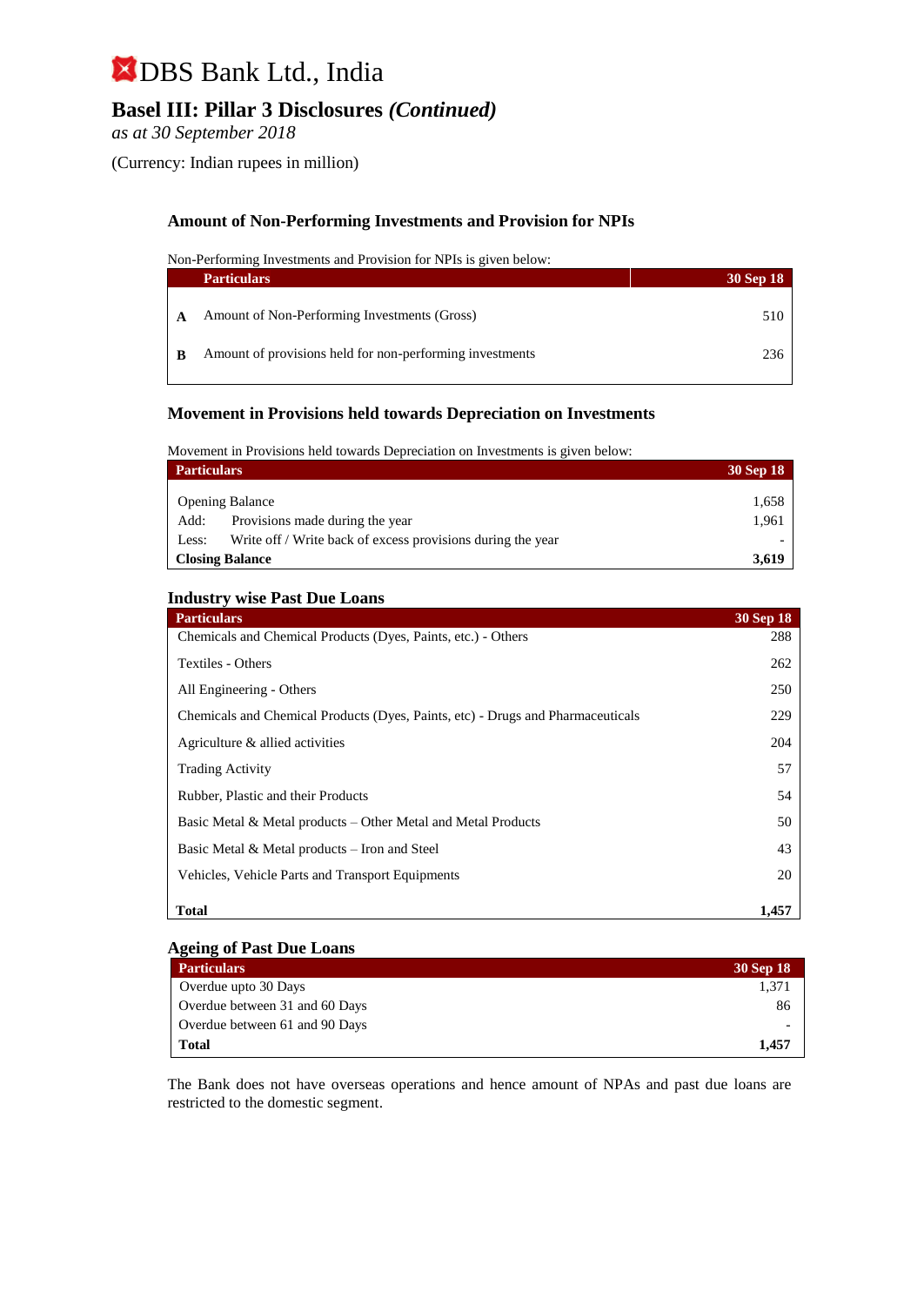# DBS Bank Ltd., India

## Basel III: Pillar 3 Disclosures *(Continued)*

*as at 30 September 2018*

(Currency: Indian rupees in million)

### Amount of Non-Performing Investments and Provision for NPIs

Non-Performing Investments and Provision for NPIs is given below:

| | Particulars | 30 Sep 18 |
|---|---|---|
| **A** | Amount of Non-Performing Investments (Gross) | 510 |
| **B** | Amount of provisions held for non-performing investments | 236 |

### Movement in Provisions held towards Depreciation on Investments

Movement in Provisions held towards Depreciation on Investments is given below:

| Particulars | 30 Sep 18 |
|---|---|
| Opening Balance | 1,658 |
| Add: Provisions made during the year | 1,961 |
| Less: Write off / Write back of excess provisions during the year | - |
| **Closing Balance** | **3,619** |

### Industry wise Past Due Loans

| Particulars | 30 Sep 18 |
|---|---|
| Chemicals and Chemical Products (Dyes, Paints, etc.) - Others | 288 |
| Textiles - Others | 262 |
| All Engineering - Others | 250 |
| Chemicals and Chemical Products (Dyes, Paints, etc) - Drugs and Pharmaceuticals | 229 |
| Agriculture & allied activities | 204 |
| Trading Activity | 57 |
| Rubber, Plastic and their Products | 54 |
| Basic Metal & Metal products – Other Metal and Metal Products | 50 |
| Basic Metal & Metal products – Iron and Steel | 43 |
| Vehicles, Vehicle Parts and Transport Equipments | 20 |
| **Total** | **1,457** |

### Ageing of Past Due Loans

| Particulars | 30 Sep 18 |
|---|---|
| Overdue upto 30 Days | 1,371 |
| Overdue between 31 and 60 Days | 86 |
| Overdue between 61 and 90 Days | - |
| **Total** | **1,457** |

The Bank does not have overseas operations and hence amount of NPAs and past due loans are restricted to the domestic segment.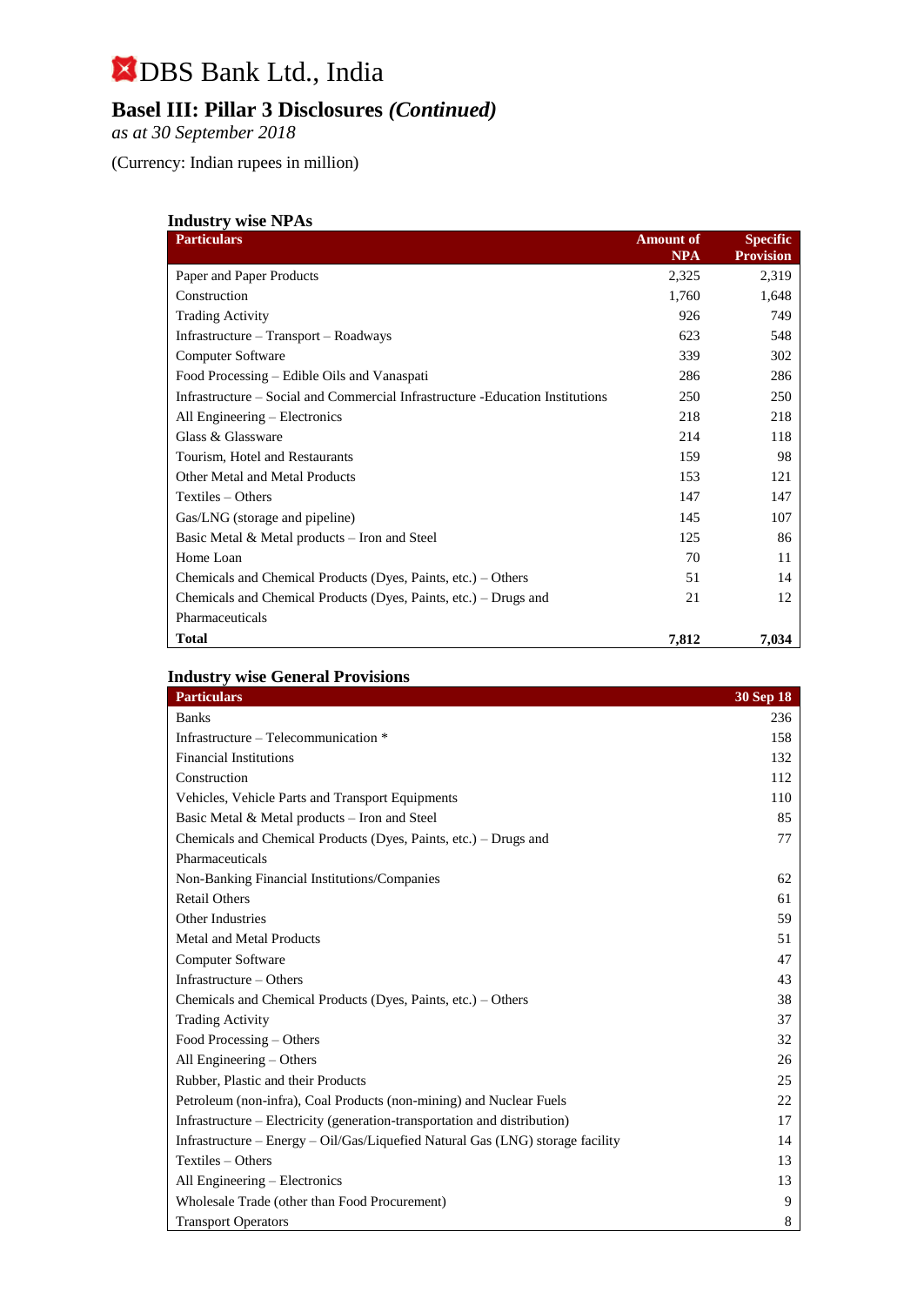# DBS Bank Ltd., India

## Basel III: Pillar 3 Disclosures *(Continued)*

*as at 30 September 2018*

(Currency: Indian rupees in million)

### Industry wise NPAs

| Particulars | Amount of NPA | Specific Provision |
|---|---|---|
| Paper and Paper Products | 2,325 | 2,319 |
| Construction | 1,760 | 1,648 |
| Trading Activity | 926 | 749 |
| Infrastructure – Transport – Roadways | 623 | 548 |
| Computer Software | 339 | 302 |
| Food Processing – Edible Oils and Vanaspati | 286 | 286 |
| Infrastructure – Social and Commercial Infrastructure -Education Institutions | 250 | 250 |
| All Engineering – Electronics | 218 | 218 |
| Glass & Glassware | 214 | 118 |
| Tourism, Hotel and Restaurants | 159 | 98 |
| Other Metal and Metal Products | 153 | 121 |
| Textiles – Others | 147 | 147 |
| Gas/LNG (storage and pipeline) | 145 | 107 |
| Basic Metal & Metal products – Iron and Steel | 125 | 86 |
| Home Loan | 70 | 11 |
| Chemicals and Chemical Products (Dyes, Paints, etc.) – Others | 51 | 14 |
| Chemicals and Chemical Products (Dyes, Paints, etc.) – Drugs and Pharmaceuticals | 21 | 12 |
| **Total** | **7,812** | **7,034** |

### Industry wise General Provisions

| Particulars | 30 Sep 18 |
|---|---|
| Banks | 236 |
| Infrastructure – Telecommunication * | 158 |
| Financial Institutions | 132 |
| Construction | 112 |
| Vehicles, Vehicle Parts and Transport Equipments | 110 |
| Basic Metal & Metal products – Iron and Steel | 85 |
| Chemicals and Chemical Products (Dyes, Paints, etc.) – Drugs and Pharmaceuticals | 77 |
| Non-Banking Financial Institutions/Companies | 62 |
| Retail Others | 61 |
| Other Industries | 59 |
| Metal and Metal Products | 51 |
| Computer Software | 47 |
| Infrastructure – Others | 43 |
| Chemicals and Chemical Products (Dyes, Paints, etc.) – Others | 38 |
| Trading Activity | 37 |
| Food Processing – Others | 32 |
| All Engineering – Others | 26 |
| Rubber, Plastic and their Products | 25 |
| Petroleum (non-infra), Coal Products (non-mining) and Nuclear Fuels | 22 |
| Infrastructure – Electricity (generation-transportation and distribution) | 17 |
| Infrastructure – Energy – Oil/Gas/Liquefied Natural Gas (LNG) storage facility | 14 |
| Textiles – Others | 13 |
| All Engineering – Electronics | 13 |
| Wholesale Trade (other than Food Procurement) | 9 |
| Transport Operators | 8 |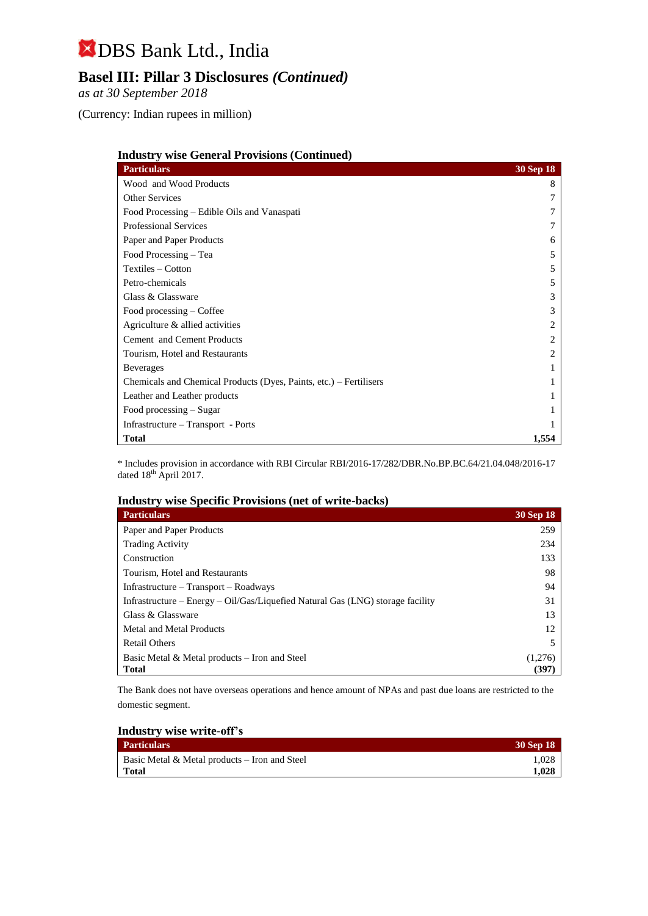# DBS Bank Ltd., India

## Basel III: Pillar 3 Disclosures *(Continued)*

*as at 30 September 2018*

(Currency: Indian rupees in million)

### Industry wise General Provisions (Continued)

| Particulars | 30 Sep 18 |
|---|---|
| Wood and Wood Products | 8 |
| Other Services | 7 |
| Food Processing – Edible Oils and Vanaspati | 7 |
| Professional Services | 7 |
| Paper and Paper Products | 6 |
| Food Processing – Tea | 5 |
| Textiles – Cotton | 5 |
| Petro-chemicals | 5 |
| Glass & Glassware | 3 |
| Food processing – Coffee | 3 |
| Agriculture & allied activities | 2 |
| Cement and Cement Products | 2 |
| Tourism, Hotel and Restaurants | 2 |
| Beverages | 1 |
| Chemicals and Chemical Products (Dyes, Paints, etc.) – Fertilisers | 1 |
| Leather and Leather products | 1 |
| Food processing – Sugar | 1 |
| Infrastructure – Transport - Ports | 1 |
| **Total** | **1,554** |

* Includes provision in accordance with RBI Circular RBI/2016-17/282/DBR.No.BP.BC.64/21.04.048/2016-17 dated 18th April 2017.

### Industry wise Specific Provisions (net of write-backs)

| Particulars | 30 Sep 18 |
|---|---|
| Paper and Paper Products | 259 |
| Trading Activity | 234 |
| Construction | 133 |
| Tourism, Hotel and Restaurants | 98 |
| Infrastructure – Transport – Roadways | 94 |
| Infrastructure – Energy – Oil/Gas/Liquefied Natural Gas (LNG) storage facility | 31 |
| Glass & Glassware | 13 |
| Metal and Metal Products | 12 |
| Retail Others | 5 |
| Basic Metal & Metal products – Iron and Steel | (1,276) |
| **Total** | **(397)** |

The Bank does not have overseas operations and hence amount of NPAs and past due loans are restricted to the domestic segment.

### Industry wise write-off's

| Particulars | 30 Sep 18 |
|---|---|
| Basic Metal & Metal products – Iron and Steel | 1,028 |
| **Total** | **1,028** |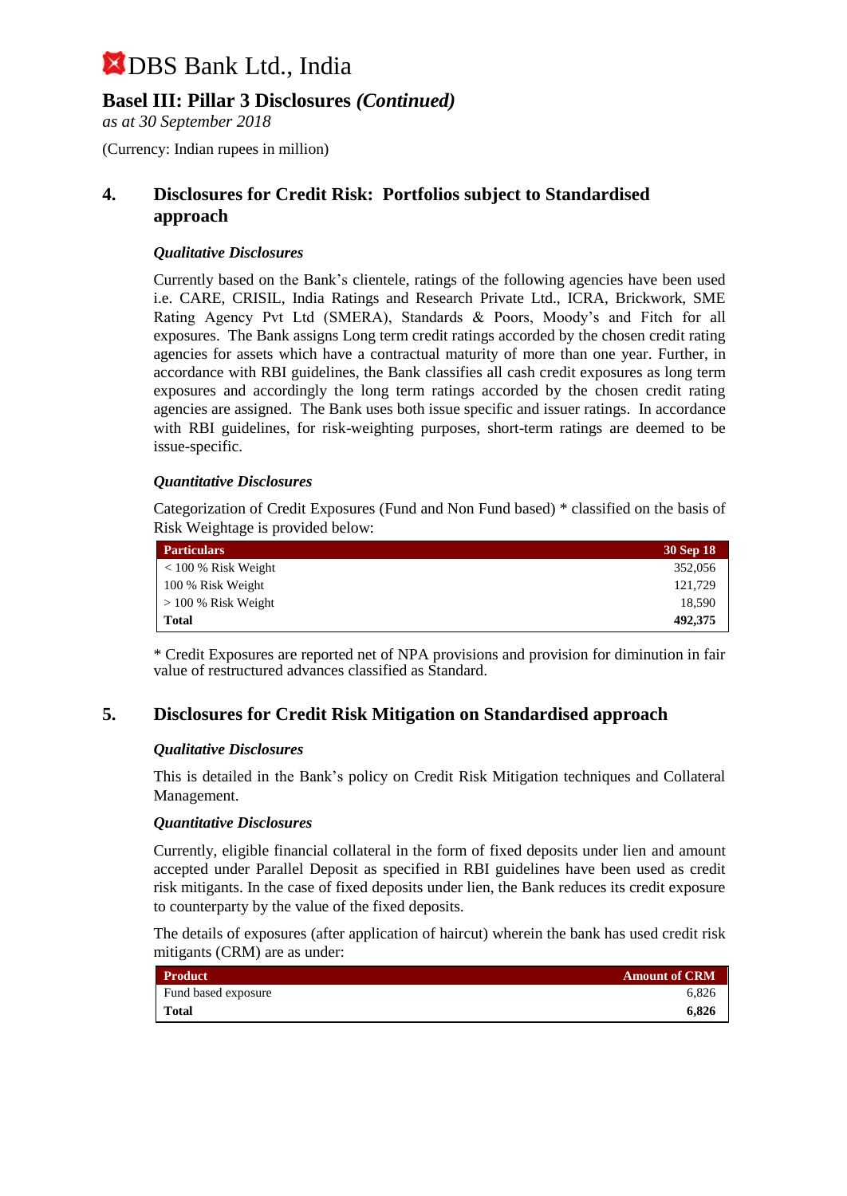# DBS Bank Ltd., India

## Basel III: Pillar 3 Disclosures *(Continued)*

*as at 30 September 2018*

(Currency: Indian rupees in million)

## 4. Disclosures for Credit Risk: Portfolios subject to Standardised approach

### *Qualitative Disclosures*

Currently based on the Bank's clientele, ratings of the following agencies have been used i.e. CARE, CRISIL, India Ratings and Research Private Ltd., ICRA, Brickwork, SME Rating Agency Pvt Ltd (SMERA), Standards & Poors, Moody's and Fitch for all exposures. The Bank assigns Long term credit ratings accorded by the chosen credit rating agencies for assets which have a contractual maturity of more than one year. Further, in accordance with RBI guidelines, the Bank classifies all cash credit exposures as long term exposures and accordingly the long term ratings accorded by the chosen credit rating agencies are assigned. The Bank uses both issue specific and issuer ratings. In accordance with RBI guidelines, for risk-weighting purposes, short-term ratings are deemed to be issue-specific.

### *Quantitative Disclosures*

Categorization of Credit Exposures (Fund and Non Fund based) * classified on the basis of Risk Weightage is provided below:

| Particulars | 30 Sep 18 |
|---|---|
| < 100 % Risk Weight | 352,056 |
| 100 % Risk Weight | 121,729 |
| > 100 % Risk Weight | 18,590 |
| **Total** | **492,375** |

* Credit Exposures are reported net of NPA provisions and provision for diminution in fair value of restructured advances classified as Standard.

## 5. Disclosures for Credit Risk Mitigation on Standardised approach

### *Qualitative Disclosures*

This is detailed in the Bank's policy on Credit Risk Mitigation techniques and Collateral Management.

### *Quantitative Disclosures*

Currently, eligible financial collateral in the form of fixed deposits under lien and amount accepted under Parallel Deposit as specified in RBI guidelines have been used as credit risk mitigants. In the case of fixed deposits under lien, the Bank reduces its credit exposure to counterparty by the value of the fixed deposits.

The details of exposures (after application of haircut) wherein the bank has used credit risk mitigants (CRM) are as under:

| Product | Amount of CRM |
|---|---|
| Fund based exposure | 6,826 |
| **Total** | **6,826** |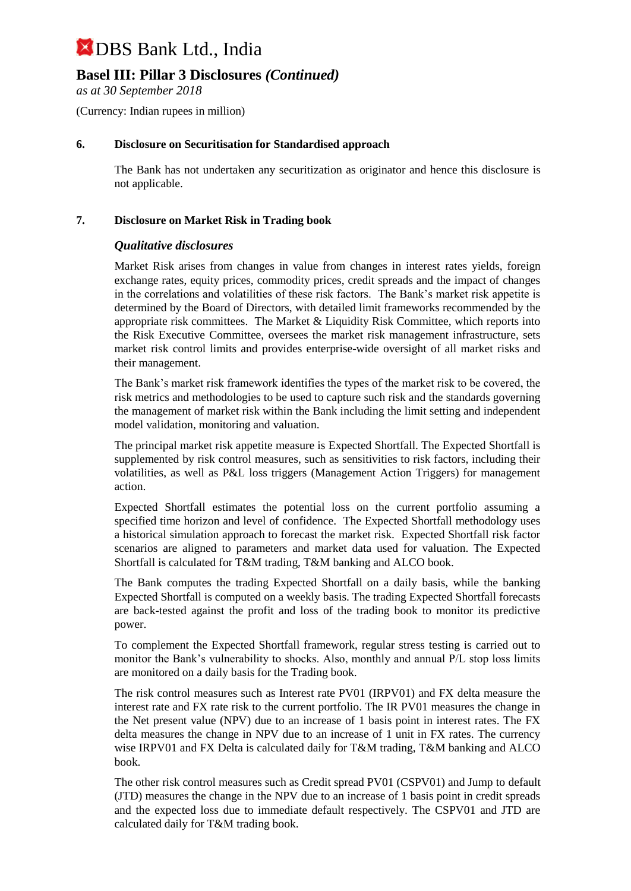## 6. Disclosure on Securitisation for Standardised approach

The Bank has not undertaken any securitization as originator and hence this disclosure is not applicable.

## 7. Disclosure on Market Risk in Trading book

### *Qualitative disclosures*

Market Risk arises from changes in value from changes in interest rates yields, foreign exchange rates, equity prices, commodity prices, credit spreads and the impact of changes in the correlations and volatilities of these risk factors. The Bank's market risk appetite is determined by the Board of Directors, with detailed limit frameworks recommended by the appropriate risk committees. The Market & Liquidity Risk Committee, which reports into the Risk Executive Committee, oversees the market risk management infrastructure, sets market risk control limits and provides enterprise-wide oversight of all market risks and their management.

The Bank's market risk framework identifies the types of the market risk to be covered, the risk metrics and methodologies to be used to capture such risk and the standards governing the management of market risk within the Bank including the limit setting and independent model validation, monitoring and valuation.

The principal market risk appetite measure is Expected Shortfall. The Expected Shortfall is supplemented by risk control measures, such as sensitivities to risk factors, including their volatilities, as well as P&L loss triggers (Management Action Triggers) for management action.

Expected Shortfall estimates the potential loss on the current portfolio assuming a specified time horizon and level of confidence. The Expected Shortfall methodology uses a historical simulation approach to forecast the market risk. Expected Shortfall risk factor scenarios are aligned to parameters and market data used for valuation. The Expected Shortfall is calculated for T&M trading, T&M banking and ALCO book.

The Bank computes the trading Expected Shortfall on a daily basis, while the banking Expected Shortfall is computed on a weekly basis. The trading Expected Shortfall forecasts are back-tested against the profit and loss of the trading book to monitor its predictive power.

To complement the Expected Shortfall framework, regular stress testing is carried out to monitor the Bank's vulnerability to shocks. Also, monthly and annual P/L stop loss limits are monitored on a daily basis for the Trading book.

The risk control measures such as Interest rate PV01 (IRPV01) and FX delta measure the interest rate and FX rate risk to the current portfolio. The IR PV01 measures the change in the Net present value (NPV) due to an increase of 1 basis point in interest rates. The FX delta measures the change in NPV due to an increase of 1 unit in FX rates. The currency wise IRPV01 and FX Delta is calculated daily for T&M trading, T&M banking and ALCO book.

The other risk control measures such as Credit spread PV01 (CSPV01) and Jump to default (JTD) measures the change in the NPV due to an increase of 1 basis point in credit spreads and the expected loss due to immediate default respectively. The CSPV01 and JTD are calculated daily for T&M trading book.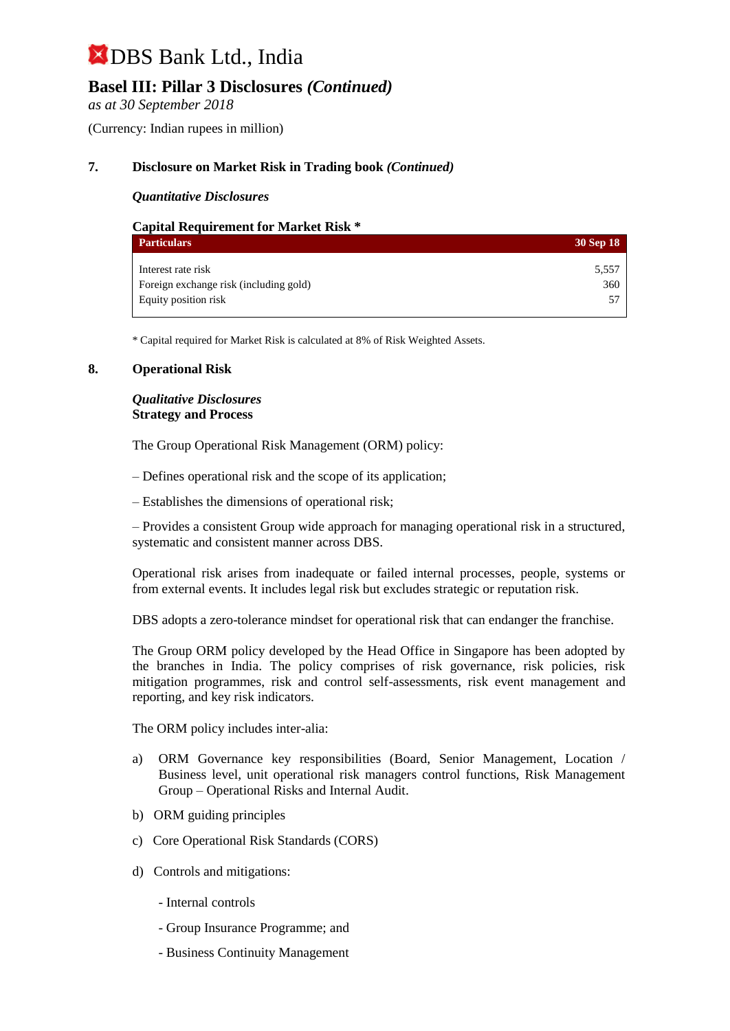## 7. Disclosure on Market Risk in Trading book *(Continued)*

***Quantitative Disclosures***

**Capital Requirement for Market Risk ***

| Particulars | 30 Sep 18 |
|---|---|
| Interest rate risk | 5,557 |
| Foreign exchange risk (including gold) | 360 |
| Equity position risk | 57 |

* Capital required for Market Risk is calculated at 8% of Risk Weighted Assets.

## 8. Operational Risk

***Qualitative Disclosures***
**Strategy and Process**

The Group Operational Risk Management (ORM) policy:

– Defines operational risk and the scope of its application;

– Establishes the dimensions of operational risk;

– Provides a consistent Group wide approach for managing operational risk in a structured, systematic and consistent manner across DBS.

Operational risk arises from inadequate or failed internal processes, people, systems or from external events. It includes legal risk but excludes strategic or reputation risk.

DBS adopts a zero-tolerance mindset for operational risk that can endanger the franchise.

The Group ORM policy developed by the Head Office in Singapore has been adopted by the branches in India. The policy comprises of risk governance, risk policies, risk mitigation programmes, risk and control self-assessments, risk event management and reporting, and key risk indicators.

The ORM policy includes inter-alia:

a) ORM Governance key responsibilities (Board, Senior Management, Location / Business level, unit operational risk managers control functions, Risk Management Group – Operational Risks and Internal Audit.

b) ORM guiding principles

c) Core Operational Risk Standards (CORS)

d) Controls and mitigations:

   - Internal controls

   - Group Insurance Programme; and

   - Business Continuity Management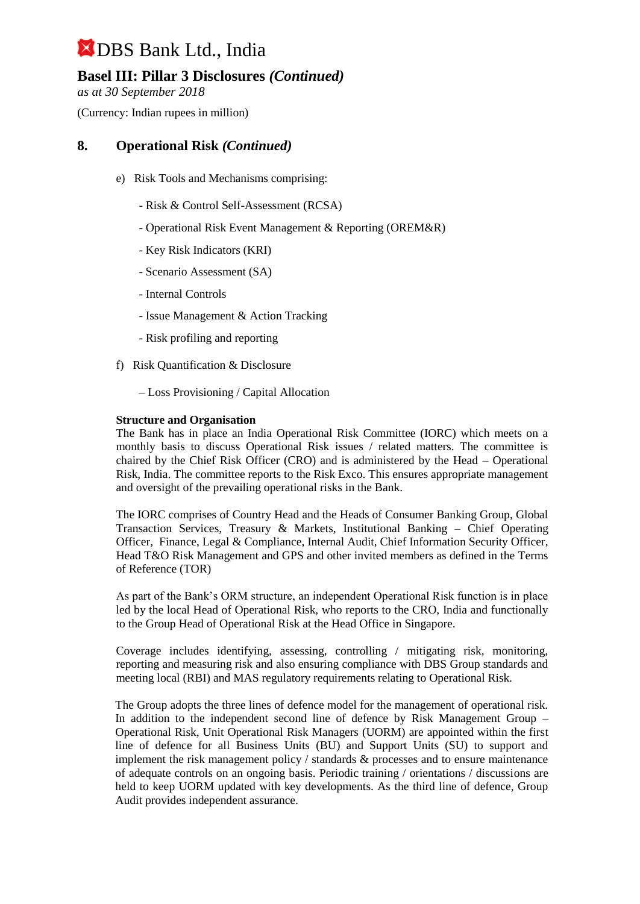## 8. Operational Risk *(Continued)*

e) Risk Tools and Mechanisms comprising:

- Risk & Control Self-Assessment (RCSA)
- Operational Risk Event Management & Reporting (OREM&R)
- Key Risk Indicators (KRI)
- Scenario Assessment (SA)
- Internal Controls
- Issue Management & Action Tracking
- Risk profiling and reporting

f) Risk Quantification & Disclosure

– Loss Provisioning / Capital Allocation

**Structure and Organisation**

The Bank has in place an India Operational Risk Committee (IORC) which meets on a monthly basis to discuss Operational Risk issues / related matters. The committee is chaired by the Chief Risk Officer (CRO) and is administered by the Head – Operational Risk, India. The committee reports to the Risk Exco. This ensures appropriate management and oversight of the prevailing operational risks in the Bank.

The IORC comprises of Country Head and the Heads of Consumer Banking Group, Global Transaction Services, Treasury & Markets, Institutional Banking – Chief Operating Officer, Finance, Legal & Compliance, Internal Audit, Chief Information Security Officer, Head T&O Risk Management and GPS and other invited members as defined in the Terms of Reference (TOR)

As part of the Bank's ORM structure, an independent Operational Risk function is in place led by the local Head of Operational Risk, who reports to the CRO, India and functionally to the Group Head of Operational Risk at the Head Office in Singapore.

Coverage includes identifying, assessing, controlling / mitigating risk, monitoring, reporting and measuring risk and also ensuring compliance with DBS Group standards and meeting local (RBI) and MAS regulatory requirements relating to Operational Risk.

The Group adopts the three lines of defence model for the management of operational risk. In addition to the independent second line of defence by Risk Management Group – Operational Risk, Unit Operational Risk Managers (UORM) are appointed within the first line of defence for all Business Units (BU) and Support Units (SU) to support and implement the risk management policy / standards & processes and to ensure maintenance of adequate controls on an ongoing basis. Periodic training / orientations / discussions are held to keep UORM updated with key developments. As the third line of defence, Group Audit provides independent assurance.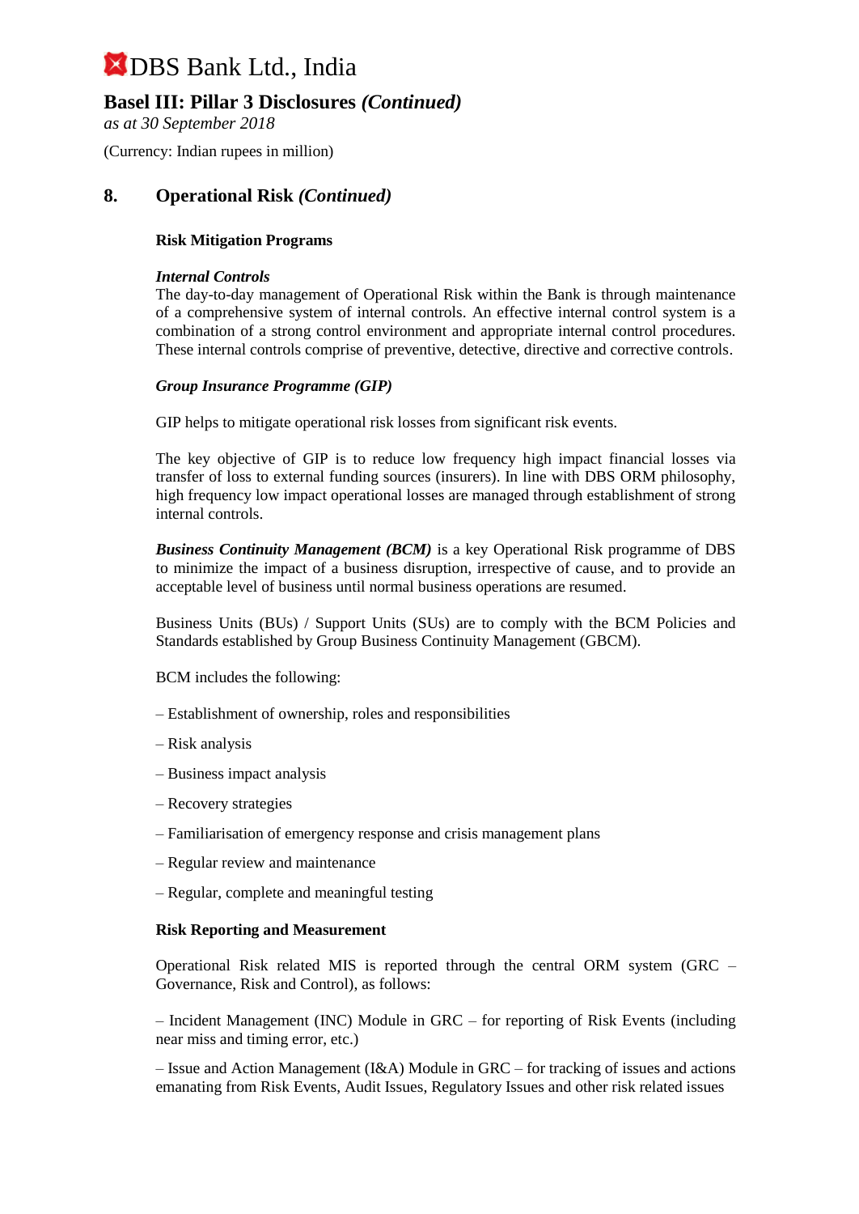## 8. Operational Risk *(Continued)*

**Risk Mitigation Programs**

***Internal Controls***

The day-to-day management of Operational Risk within the Bank is through maintenance of a comprehensive system of internal controls. An effective internal control system is a combination of a strong control environment and appropriate internal control procedures. These internal controls comprise of preventive, detective, directive and corrective controls.

***Group Insurance Programme (GIP)***

GIP helps to mitigate operational risk losses from significant risk events.

The key objective of GIP is to reduce low frequency high impact financial losses via transfer of loss to external funding sources (insurers). In line with DBS ORM philosophy, high frequency low impact operational losses are managed through establishment of strong internal controls.

***Business Continuity Management (BCM)*** is a key Operational Risk programme of DBS to minimize the impact of a business disruption, irrespective of cause, and to provide an acceptable level of business until normal business operations are resumed.

Business Units (BUs) / Support Units (SUs) are to comply with the BCM Policies and Standards established by Group Business Continuity Management (GBCM).

BCM includes the following:

– Establishment of ownership, roles and responsibilities

– Risk analysis

– Business impact analysis

– Recovery strategies

– Familiarisation of emergency response and crisis management plans

– Regular review and maintenance

– Regular, complete and meaningful testing

**Risk Reporting and Measurement**

Operational Risk related MIS is reported through the central ORM system (GRC – Governance, Risk and Control), as follows:

– Incident Management (INC) Module in GRC – for reporting of Risk Events (including near miss and timing error, etc.)

– Issue and Action Management (I&A) Module in GRC – for tracking of issues and actions emanating from Risk Events, Audit Issues, Regulatory Issues and other risk related issues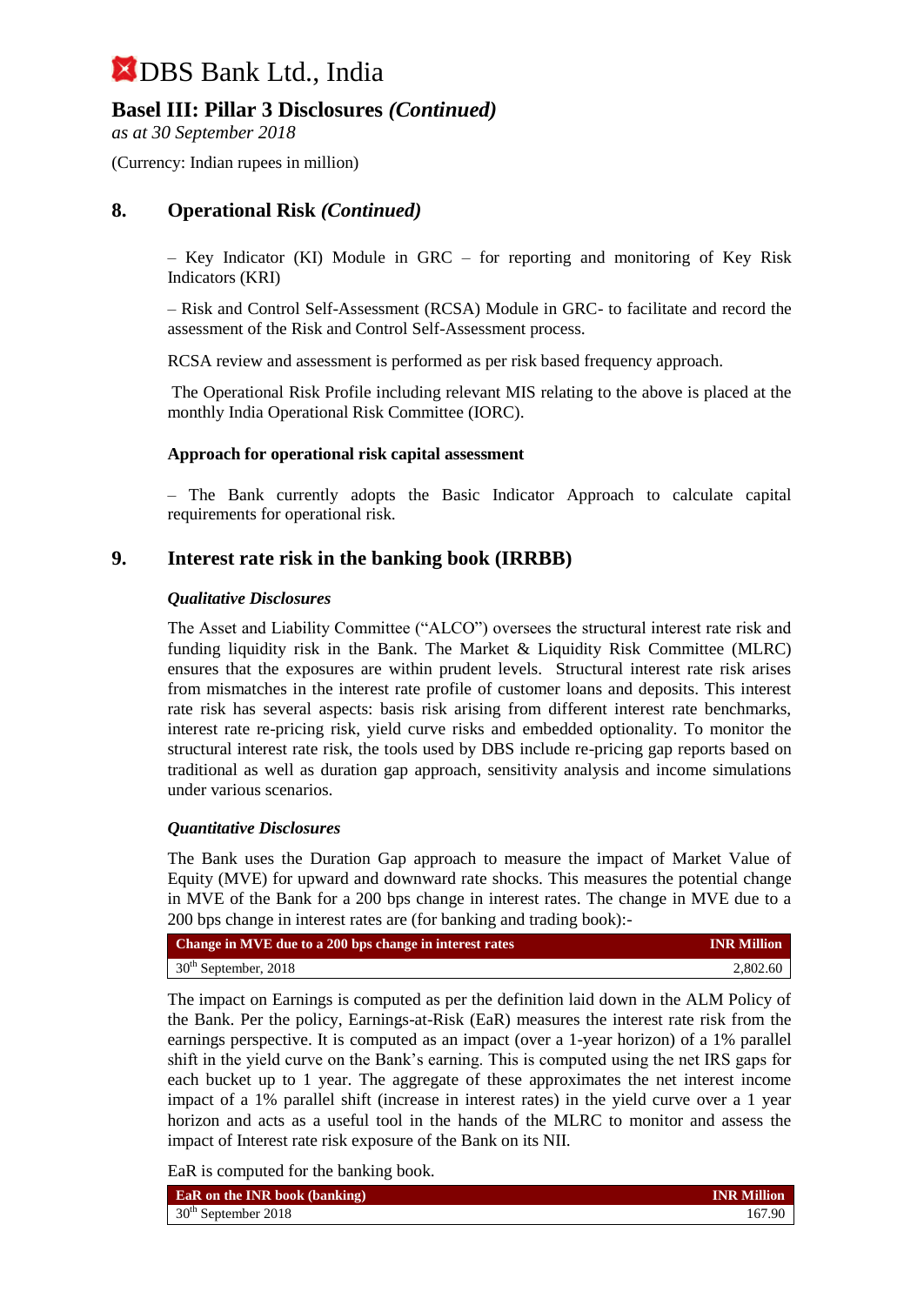# DBS Bank Ltd., India

## Basel III: Pillar 3 Disclosures *(Continued)*

*as at 30 September 2018*

(Currency: Indian rupees in million)

## 8. Operational Risk *(Continued)*

– Key Indicator (KI) Module in GRC – for reporting and monitoring of Key Risk Indicators (KRI)

– Risk and Control Self-Assessment (RCSA) Module in GRC- to facilitate and record the assessment of the Risk and Control Self-Assessment process.

RCSA review and assessment is performed as per risk based frequency approach.

The Operational Risk Profile including relevant MIS relating to the above is placed at the monthly India Operational Risk Committee (IORC).

**Approach for operational risk capital assessment**

– The Bank currently adopts the Basic Indicator Approach to calculate capital requirements for operational risk.

## 9. Interest rate risk in the banking book (IRRBB)

***Qualitative Disclosures***

The Asset and Liability Committee ("ALCO") oversees the structural interest rate risk and funding liquidity risk in the Bank. The Market & Liquidity Risk Committee (MLRC) ensures that the exposures are within prudent levels. Structural interest rate risk arises from mismatches in the interest rate profile of customer loans and deposits. This interest rate risk has several aspects: basis risk arising from different interest rate benchmarks, interest rate re-pricing risk, yield curve risks and embedded optionality. To monitor the structural interest rate risk, the tools used by DBS include re-pricing gap reports based on traditional as well as duration gap approach, sensitivity analysis and income simulations under various scenarios.

***Quantitative Disclosures***

The Bank uses the Duration Gap approach to measure the impact of Market Value of Equity (MVE) for upward and downward rate shocks. This measures the potential change in MVE of the Bank for a 200 bps change in interest rates. The change in MVE due to a 200 bps change in interest rates are (for banking and trading book):-

| Change in MVE due to a 200 bps change in interest rates | INR Million |
|---|---|
| 30th September, 2018 | 2,802.60 |

The impact on Earnings is computed as per the definition laid down in the ALM Policy of the Bank. Per the policy, Earnings-at-Risk (EaR) measures the interest rate risk from the earnings perspective. It is computed as an impact (over a 1-year horizon) of a 1% parallel shift in the yield curve on the Bank's earning. This is computed using the net IRS gaps for each bucket up to 1 year. The aggregate of these approximates the net interest income impact of a 1% parallel shift (increase in interest rates) in the yield curve over a 1 year horizon and acts as a useful tool in the hands of the MLRC to monitor and assess the impact of Interest rate risk exposure of the Bank on its NII.

EaR is computed for the banking book.

| EaR on the INR book (banking) | INR Million |
|---|---|
| 30th September 2018 | 167.90 |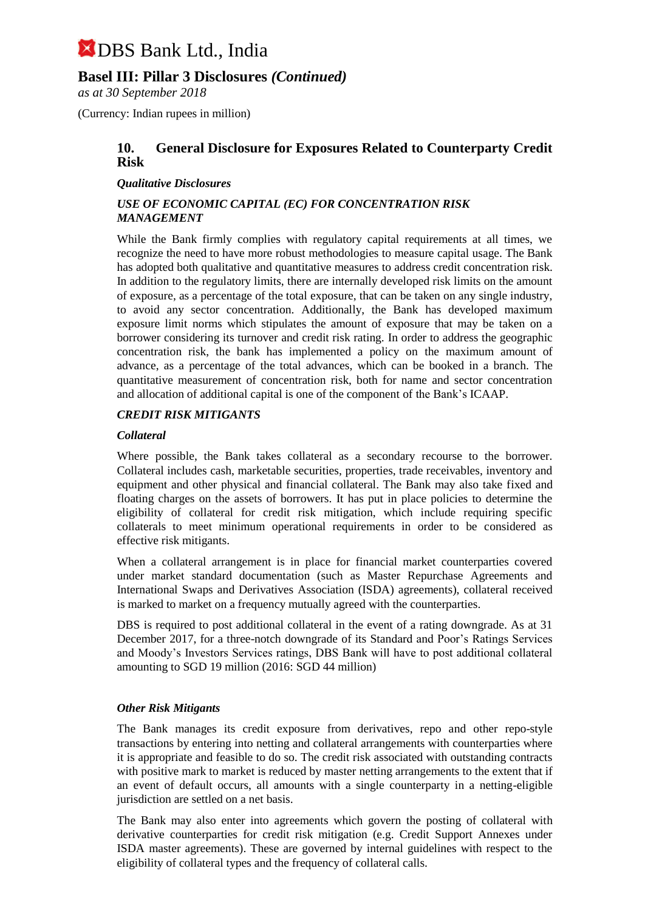## 10. General Disclosure for Exposures Related to Counterparty Credit Risk

### *Qualitative Disclosures*

#### *USE OF ECONOMIC CAPITAL (EC) FOR CONCENTRATION RISK MANAGEMENT*

While the Bank firmly complies with regulatory capital requirements at all times, we recognize the need to have more robust methodologies to measure capital usage. The Bank has adopted both qualitative and quantitative measures to address credit concentration risk. In addition to the regulatory limits, there are internally developed risk limits on the amount of exposure, as a percentage of the total exposure, that can be taken on any single industry, to avoid any sector concentration. Additionally, the Bank has developed maximum exposure limit norms which stipulates the amount of exposure that may be taken on a borrower considering its turnover and credit risk rating. In order to address the geographic concentration risk, the bank has implemented a policy on the maximum amount of advance, as a percentage of the total advances, which can be booked in a branch. The quantitative measurement of concentration risk, both for name and sector concentration and allocation of additional capital is one of the component of the Bank's ICAAP.

#### *CREDIT RISK MITIGANTS*

***Collateral***

Where possible, the Bank takes collateral as a secondary recourse to the borrower. Collateral includes cash, marketable securities, properties, trade receivables, inventory and equipment and other physical and financial collateral. The Bank may also take fixed and floating charges on the assets of borrowers. It has put in place policies to determine the eligibility of collateral for credit risk mitigation, which include requiring specific collaterals to meet minimum operational requirements in order to be considered as effective risk mitigants.

When a collateral arrangement is in place for financial market counterparties covered under market standard documentation (such as Master Repurchase Agreements and International Swaps and Derivatives Association (ISDA) agreements), collateral received is marked to market on a frequency mutually agreed with the counterparties.

DBS is required to post additional collateral in the event of a rating downgrade. As at 31 December 2017, for a three-notch downgrade of its Standard and Poor's Ratings Services and Moody's Investors Services ratings, DBS Bank will have to post additional collateral amounting to SGD 19 million (2016: SGD 44 million)

***Other Risk Mitigants***

The Bank manages its credit exposure from derivatives, repo and other repo-style transactions by entering into netting and collateral arrangements with counterparties where it is appropriate and feasible to do so. The credit risk associated with outstanding contracts with positive mark to market is reduced by master netting arrangements to the extent that if an event of default occurs, all amounts with a single counterparty in a netting-eligible jurisdiction are settled on a net basis.

The Bank may also enter into agreements which govern the posting of collateral with derivative counterparties for credit risk mitigation (e.g. Credit Support Annexes under ISDA master agreements). These are governed by internal guidelines with respect to the eligibility of collateral types and the frequency of collateral calls.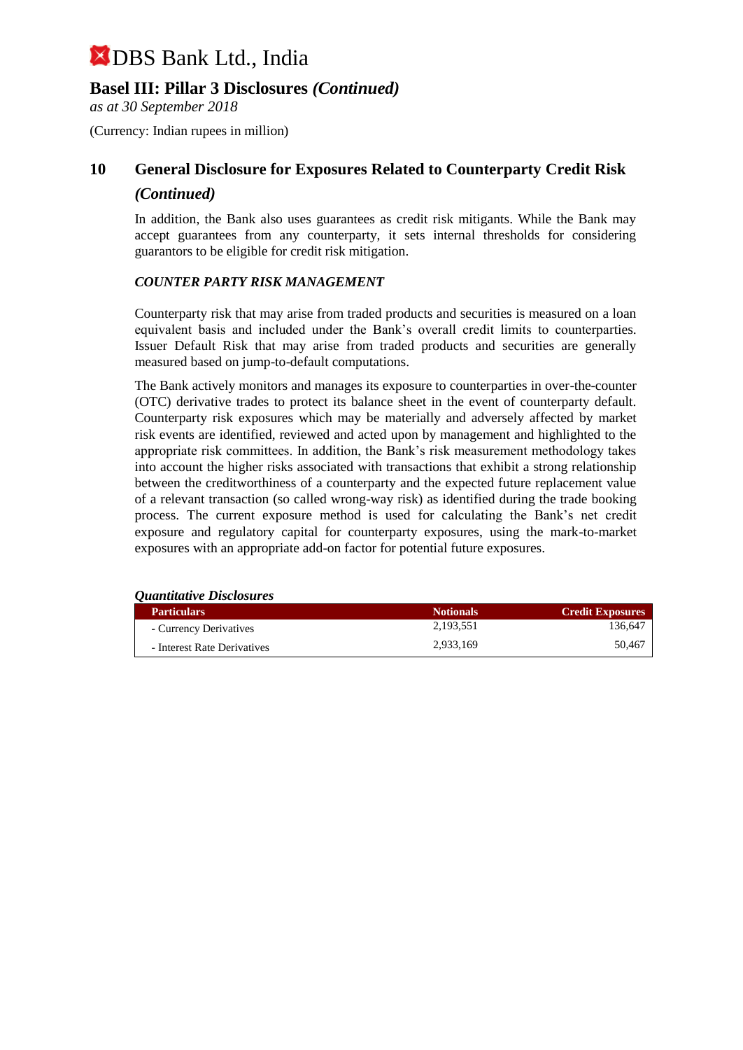## 10 General Disclosure for Exposures Related to Counterparty Credit Risk *(Continued)*

In addition, the Bank also uses guarantees as credit risk mitigants. While the Bank may accept guarantees from any counterparty, it sets internal thresholds for considering guarantors to be eligible for credit risk mitigation.

***COUNTER PARTY RISK MANAGEMENT***

Counterparty risk that may arise from traded products and securities is measured on a loan equivalent basis and included under the Bank's overall credit limits to counterparties. Issuer Default Risk that may arise from traded products and securities are generally measured based on jump-to-default computations.

The Bank actively monitors and manages its exposure to counterparties in over-the-counter (OTC) derivative trades to protect its balance sheet in the event of counterparty default. Counterparty risk exposures which may be materially and adversely affected by market risk events are identified, reviewed and acted upon by management and highlighted to the appropriate risk committees. In addition, the Bank's risk measurement methodology takes into account the higher risks associated with transactions that exhibit a strong relationship between the creditworthiness of a counterparty and the expected future replacement value of a relevant transaction (so called wrong-way risk) as identified during the trade booking process. The current exposure method is used for calculating the Bank's net credit exposure and regulatory capital for counterparty exposures, using the mark-to-market exposures with an appropriate add-on factor for potential future exposures.

***Quantitative Disclosures***

| Particulars | Notionals | Credit Exposures |
|---|---|---|
| - Currency Derivatives | 2,193,551 | 136,647 |
| - Interest Rate Derivatives | 2,933,169 | 50,467 |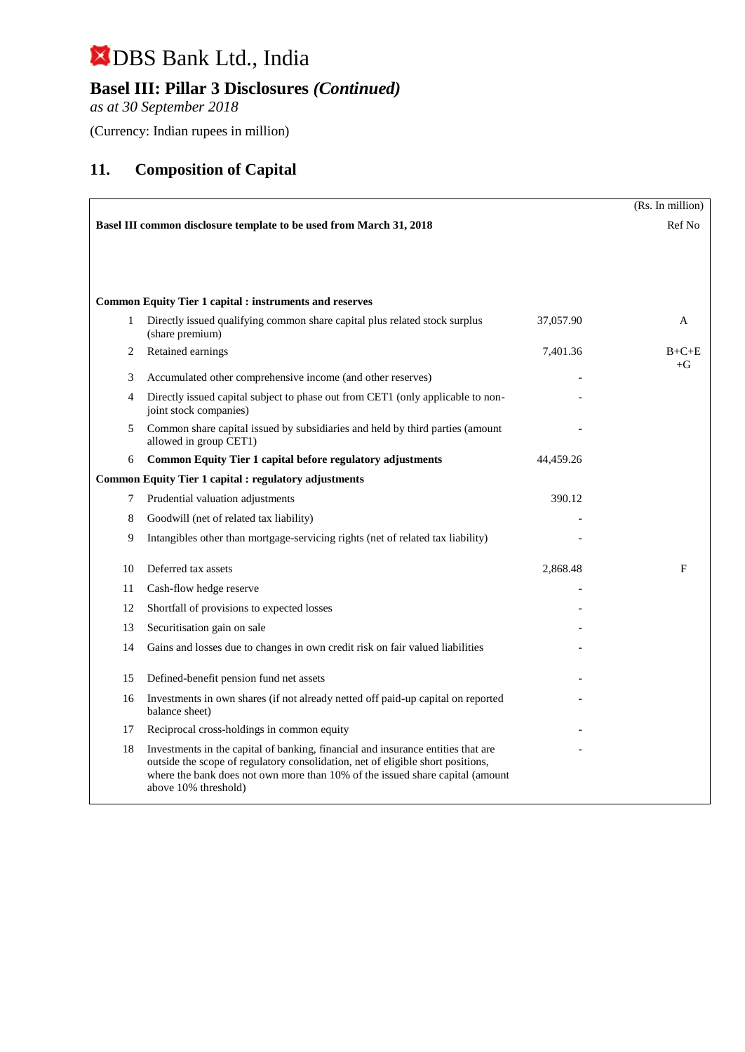# DBS Bank Ltd., India

## Basel III: Pillar 3 Disclosures *(Continued)*

*as at 30 September 2018*

(Currency: Indian rupees in million)

## 11. Composition of Capital

| | Basel III common disclosure template to be used from March 31, 2018 | | (Rs. In million) Ref No |
|---|---|---|---|
| | **Common Equity Tier 1 capital : instruments and reserves** | | |
| 1 | Directly issued qualifying common share capital plus related stock surplus (share premium) | 37,057.90 | A |
| 2 | Retained earnings | 7,401.36 | B+C+E +G |
| 3 | Accumulated other comprehensive income (and other reserves) | - | |
| 4 | Directly issued capital subject to phase out from CET1 (only applicable to non-joint stock companies) | - | |
| 5 | Common share capital issued by subsidiaries and held by third parties (amount allowed in group CET1) | - | |
| 6 | **Common Equity Tier 1 capital before regulatory adjustments** | 44,459.26 | |
| | **Common Equity Tier 1 capital : regulatory adjustments** | | |
| 7 | Prudential valuation adjustments | 390.12 | |
| 8 | Goodwill (net of related tax liability) | - | |
| 9 | Intangibles other than mortgage-servicing rights (net of related tax liability) | - | |
| 10 | Deferred tax assets | 2,868.48 | F |
| 11 | Cash-flow hedge reserve | - | |
| 12 | Shortfall of provisions to expected losses | - | |
| 13 | Securitisation gain on sale | - | |
| 14 | Gains and losses due to changes in own credit risk on fair valued liabilities | - | |
| 15 | Defined-benefit pension fund net assets | - | |
| 16 | Investments in own shares (if not already netted off paid-up capital on reported balance sheet) | - | |
| 17 | Reciprocal cross-holdings in common equity | - | |
| 18 | Investments in the capital of banking, financial and insurance entities that are outside the scope of regulatory consolidation, net of eligible short positions, where the bank does not own more than 10% of the issued share capital (amount above 10% threshold) | - | |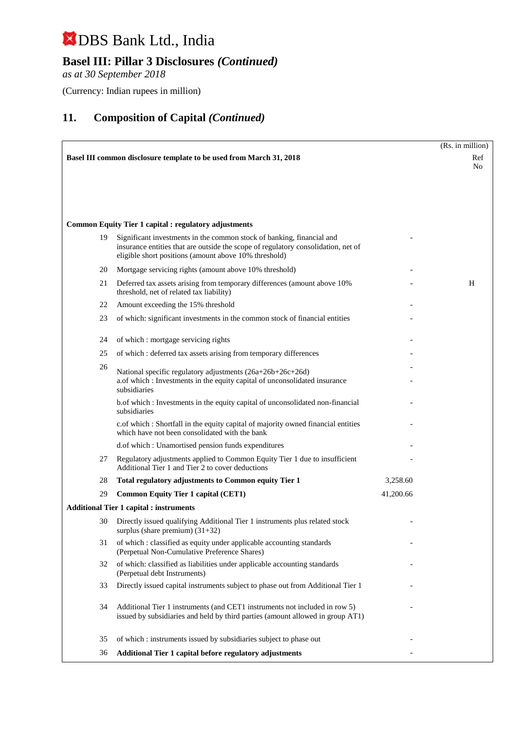# DBS Bank Ltd., India

## Basel III: Pillar 3 Disclosures *(Continued)*

*as at 30 September 2018*

(Currency: Indian rupees in million)

## 11. Composition of Capital *(Continued)*

(Rs. in million)

| | Basel III common disclosure template to be used from March 31, 2018 | | Ref No |
|---|---|---|---|
| **Common Equity Tier 1 capital : regulatory adjustments** | | | |
| 19 | Significant investments in the common stock of banking, financial and insurance entities that are outside the scope of regulatory consolidation, net of eligible short positions (amount above 10% threshold) | - | |
| 20 | Mortgage servicing rights (amount above 10% threshold) | - | |
| 21 | Deferred tax assets arising from temporary differences (amount above 10% threshold, net of related tax liability) | - | H |
| 22 | Amount exceeding the 15% threshold | - | |
| 23 | of which: significant investments in the common stock of financial entities | - | |
| 24 | of which : mortgage servicing rights | - | |
| 25 | of which : deferred tax assets arising from temporary differences | - | |
| 26 | National specific regulatory adjustments (26a+26b+26c+26d) | - | |
| | a.of which : Investments in the equity capital of unconsolidated insurance subsidiaries | - | |
| | b.of which : Investments in the equity capital of unconsolidated non-financial subsidiaries | - | |
| | c.of which : Shortfall in the equity capital of majority owned financial entities which have not been consolidated with the bank | - | |
| | d.of which : Unamortised pension funds expenditures | - | |
| 27 | Regulatory adjustments applied to Common Equity Tier 1 due to insufficient Additional Tier 1 and Tier 2 to cover deductions | - | |
| 28 | **Total regulatory adjustments to Common equity Tier 1** | 3,258.60 | |
| 29 | **Common Equity Tier 1 capital (CET1)** | 41,200.66 | |
| **Additional Tier 1 capital : instruments** | | | |
| 30 | Directly issued qualifying Additional Tier 1 instruments plus related stock surplus (share premium) (31+32) | - | |
| 31 | of which : classified as equity under applicable accounting standards (Perpetual Non-Cumulative Preference Shares) | - | |
| 32 | of which: classified as liabilities under applicable accounting standards (Perpetual debt Instruments) | - | |
| 33 | Directly issued capital instruments subject to phase out from Additional Tier 1 | - | |
| 34 | Additional Tier 1 instruments (and CET1 instruments not included in row 5) issued by subsidiaries and held by third parties (amount allowed in group AT1) | - | |
| 35 | of which : instruments issued by subsidiaries subject to phase out | - | |
| 36 | **Additional Tier 1 capital before regulatory adjustments** | - | |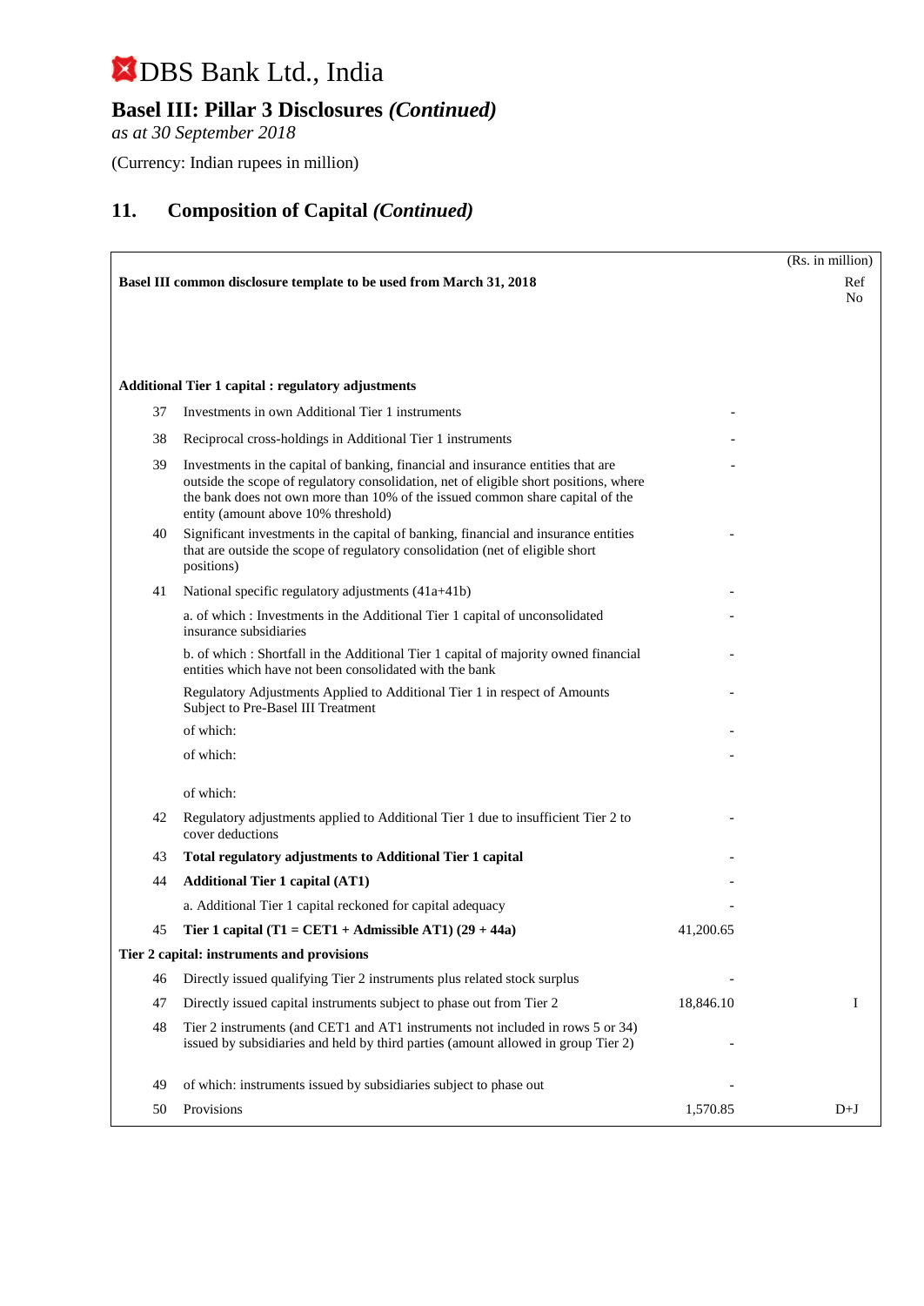# DBS Bank Ltd., India

## Basel III: Pillar 3 Disclosures *(Continued)*

*as at 30 September 2018*

(Currency: Indian rupees in million)

## 11. Composition of Capital *(Continued)*

| | | | (Rs. in million) |
|---|---|---|---|
| | **Basel III common disclosure template to be used from March 31, 2018** | | Ref No |
| | **Additional Tier 1 capital : regulatory adjustments** | | |
| 37 | Investments in own Additional Tier 1 instruments | - | |
| 38 | Reciprocal cross-holdings in Additional Tier 1 instruments | - | |
| 39 | Investments in the capital of banking, financial and insurance entities that are outside the scope of regulatory consolidation, net of eligible short positions, where the bank does not own more than 10% of the issued common share capital of the entity (amount above 10% threshold) | - | |
| 40 | Significant investments in the capital of banking, financial and insurance entities that are outside the scope of regulatory consolidation (net of eligible short positions) | - | |
| 41 | National specific regulatory adjustments (41a+41b) | - | |
| | a. of which : Investments in the Additional Tier 1 capital of unconsolidated insurance subsidiaries | - | |
| | b. of which : Shortfall in the Additional Tier 1 capital of majority owned financial entities which have not been consolidated with the bank | - | |
| | Regulatory Adjustments Applied to Additional Tier 1 in respect of Amounts Subject to Pre-Basel III Treatment | - | |
| | of which: | - | |
| | of which: | - | |
| | of which: | | |
| 42 | Regulatory adjustments applied to Additional Tier 1 due to insufficient Tier 2 to cover deductions | - | |
| 43 | **Total regulatory adjustments to Additional Tier 1 capital** | - | |
| 44 | **Additional Tier 1 capital (AT1)** | - | |
| | a. Additional Tier 1 capital reckoned for capital adequacy | - | |
| 45 | **Tier 1 capital (T1 = CET1 + Admissible AT1) (29 + 44a)** | 41,200.65 | |
| | **Tier 2 capital: instruments and provisions** | | |
| 46 | Directly issued qualifying Tier 2 instruments plus related stock surplus | - | |
| 47 | Directly issued capital instruments subject to phase out from Tier 2 | 18,846.10 | I |
| 48 | Tier 2 instruments (and CET1 and AT1 instruments not included in rows 5 or 34) issued by subsidiaries and held by third parties (amount allowed in group Tier 2) | - | |
| 49 | of which: instruments issued by subsidiaries subject to phase out | - | |
| 50 | Provisions | 1,570.85 | D+J |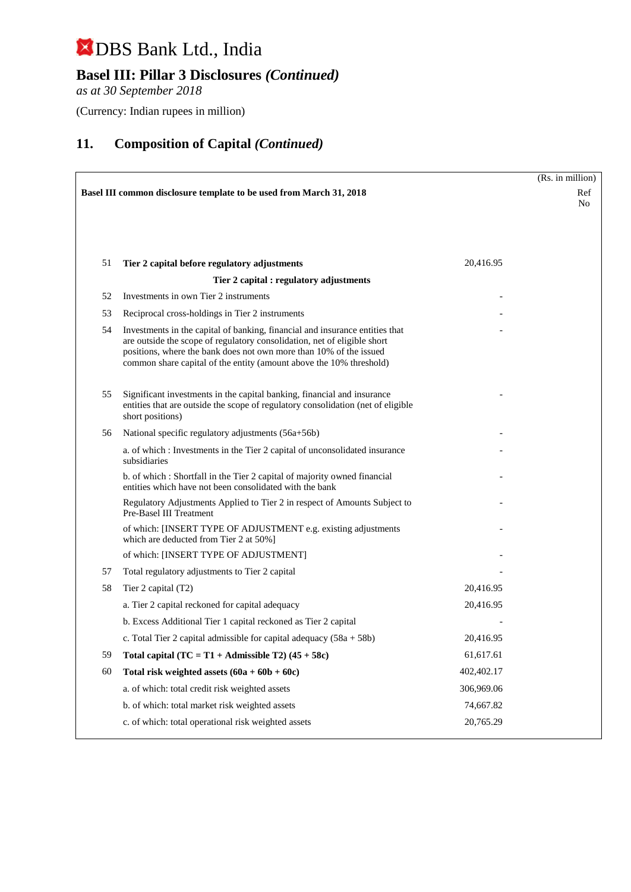# DBS Bank Ltd., India

## Basel III: Pillar 3 Disclosures *(Continued)*

*as at 30 September 2018*

(Currency: Indian rupees in million)

## 11. Composition of Capital *(Continued)*

(Rs. in million)

| | Basel III common disclosure template to be used from March 31, 2018 | | Ref No |
|---|---|---|---|
| 51 | **Tier 2 capital before regulatory adjustments** | 20,416.95 | |
| | **Tier 2 capital : regulatory adjustments** | | |
| 52 | Investments in own Tier 2 instruments | - | |
| 53 | Reciprocal cross-holdings in Tier 2 instruments | - | |
| 54 | Investments in the capital of banking, financial and insurance entities that are outside the scope of regulatory consolidation, net of eligible short positions, where the bank does not own more than 10% of the issued common share capital of the entity (amount above the 10% threshold) | - | |
| 55 | Significant investments in the capital banking, financial and insurance entities that are outside the scope of regulatory consolidation (net of eligible short positions) | - | |
| 56 | National specific regulatory adjustments (56a+56b) | - | |
| | a. of which : Investments in the Tier 2 capital of unconsolidated insurance subsidiaries | - | |
| | b. of which : Shortfall in the Tier 2 capital of majority owned financial entities which have not been consolidated with the bank | - | |
| | Regulatory Adjustments Applied to Tier 2 in respect of Amounts Subject to Pre-Basel III Treatment | - | |
| | of which: [INSERT TYPE OF ADJUSTMENT e.g. existing adjustments which are deducted from Tier 2 at 50%] | - | |
| | of which: [INSERT TYPE OF ADJUSTMENT] | - | |
| 57 | Total regulatory adjustments to Tier 2 capital | - | |
| 58 | Tier 2 capital (T2) | 20,416.95 | |
| | a. Tier 2 capital reckoned for capital adequacy | 20,416.95 | |
| | b. Excess Additional Tier 1 capital reckoned as Tier 2 capital | - | |
| | c. Total Tier 2 capital admissible for capital adequacy (58a + 58b) | 20,416.95 | |
| 59 | **Total capital (TC = T1 + Admissible T2) (45 + 58c)** | 61,617.61 | |
| 60 | **Total risk weighted assets (60a + 60b + 60c)** | 402,402.17 | |
| | a. of which: total credit risk weighted assets | 306,969.06 | |
| | b. of which: total market risk weighted assets | 74,667.82 | |
| | c. of which: total operational risk weighted assets | 20,765.29 | |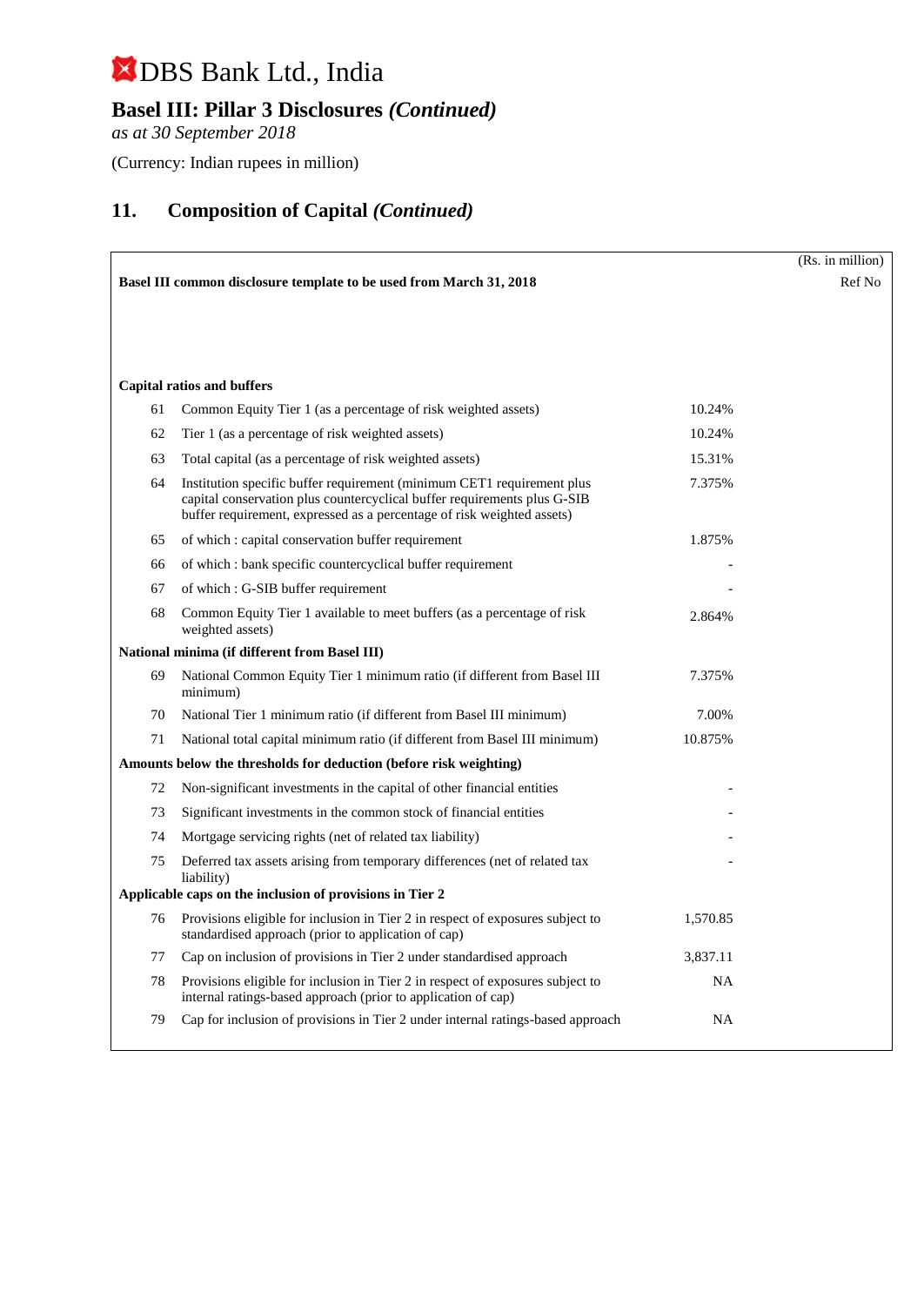# DBS Bank Ltd., India

## Basel III: Pillar 3 Disclosures *(Continued)*

*as at 30 September 2018*

(Currency: Indian rupees in million)

## 11. Composition of Capital *(Continued)*

(Rs. in million)

| Basel III common disclosure template to be used from March 31, 2018 | | | Ref No |
|---|---|---|---|
| **Capital ratios and buffers** | | | |
| 61 | Common Equity Tier 1 (as a percentage of risk weighted assets) | 10.24% | |
| 62 | Tier 1 (as a percentage of risk weighted assets) | 10.24% | |
| 63 | Total capital (as a percentage of risk weighted assets) | 15.31% | |
| 64 | Institution specific buffer requirement (minimum CET1 requirement plus capital conservation plus countercyclical buffer requirements plus G-SIB buffer requirement, expressed as a percentage of risk weighted assets) | 7.375% | |
| 65 | of which : capital conservation buffer requirement | 1.875% | |
| 66 | of which : bank specific countercyclical buffer requirement | - | |
| 67 | of which : G-SIB buffer requirement | - | |
| 68 | Common Equity Tier 1 available to meet buffers (as a percentage of risk weighted assets) | 2.864% | |
| **National minima (if different from Basel III)** | | | |
| 69 | National Common Equity Tier 1 minimum ratio (if different from Basel III minimum) | 7.375% | |
| 70 | National Tier 1 minimum ratio (if different from Basel III minimum) | 7.00% | |
| 71 | National total capital minimum ratio (if different from Basel III minimum) | 10.875% | |
| **Amounts below the thresholds for deduction (before risk weighting)** | | | |
| 72 | Non-significant investments in the capital of other financial entities | - | |
| 73 | Significant investments in the common stock of financial entities | - | |
| 74 | Mortgage servicing rights (net of related tax liability) | - | |
| 75 | Deferred tax assets arising from temporary differences (net of related tax liability) | - | |
| **Applicable caps on the inclusion of provisions in Tier 2** | | | |
| 76 | Provisions eligible for inclusion in Tier 2 in respect of exposures subject to standardised approach (prior to application of cap) | 1,570.85 | |
| 77 | Cap on inclusion of provisions in Tier 2 under standardised approach | 3,837.11 | |
| 78 | Provisions eligible for inclusion in Tier 2 in respect of exposures subject to internal ratings-based approach (prior to application of cap) | NA | |
| 79 | Cap for inclusion of provisions in Tier 2 under internal ratings-based approach | NA | |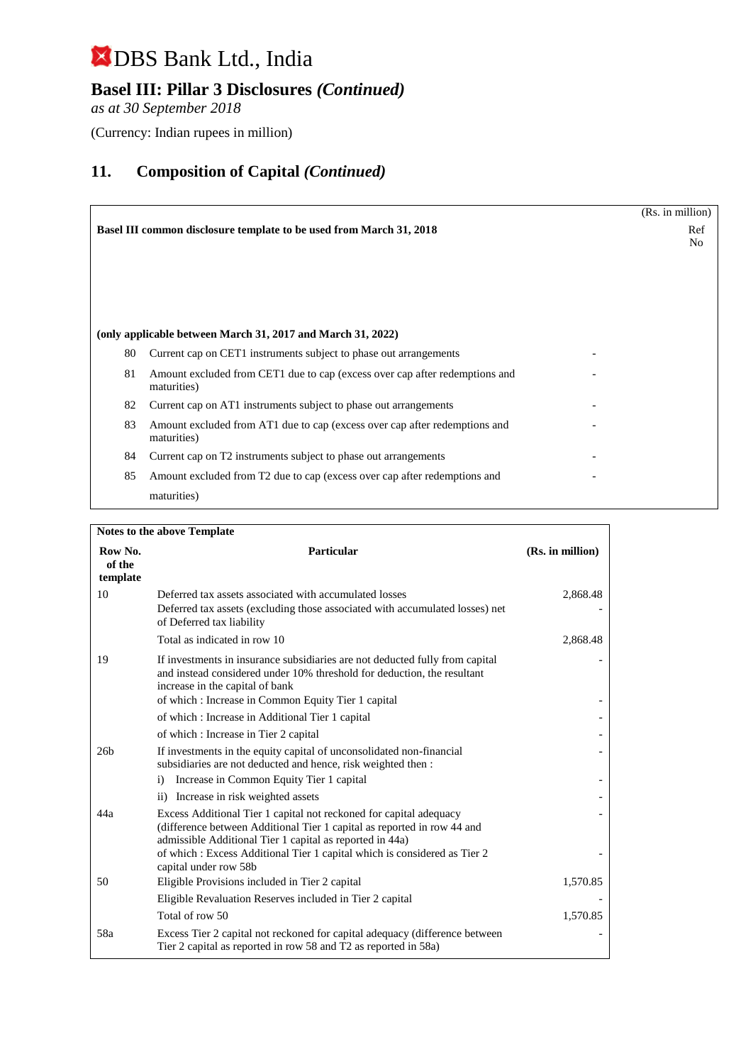# DBS Bank Ltd., India

## Basel III: Pillar 3 Disclosures *(Continued)*

*as at 30 September 2018*

(Currency: Indian rupees in million)

## 11. Composition of Capital *(Continued)*

| Basel III common disclosure template to be used from March 31, 2018 | | (Rs. in million) | Ref No |
|---|---|---|---|
| **(only applicable between March 31, 2017 and March 31, 2022)** | | | |
| 80 | Current cap on CET1 instruments subject to phase out arrangements | - | |
| 81 | Amount excluded from CET1 due to cap (excess over cap after redemptions and maturities) | - | |
| 82 | Current cap on AT1 instruments subject to phase out arrangements | - | |
| 83 | Amount excluded from AT1 due to cap (excess over cap after redemptions and maturities) | - | |
| 84 | Current cap on T2 instruments subject to phase out arrangements | - | |
| 85 | Amount excluded from T2 due to cap (excess over cap after redemptions and maturities) | - | |

**Notes to the above Template**

| Row No. of the template | Particular | (Rs. in million) |
|---|---|---|
| 10 | Deferred tax assets associated with accumulated losses | 2,868.48 |
| | Deferred tax assets (excluding those associated with accumulated losses) net of Deferred tax liability | - |
| | Total as indicated in row 10 | 2,868.48 |
| 19 | If investments in insurance subsidiaries are not deducted fully from capital and instead considered under 10% threshold for deduction, the resultant increase in the capital of bank | - |
| | of which : Increase in Common Equity Tier 1 capital | - |
| | of which : Increase in Additional Tier 1 capital | - |
| | of which : Increase in Tier 2 capital | - |
| 26b | If investments in the equity capital of unconsolidated non-financial subsidiaries are not deducted and hence, risk weighted then : | - |
| | i) Increase in Common Equity Tier 1 capital | - |
| | ii) Increase in risk weighted assets | - |
| 44a | Excess Additional Tier 1 capital not reckoned for capital adequacy (difference between Additional Tier 1 capital as reported in row 44 and admissible Additional Tier 1 capital as reported in 44a) | - |
| | of which : Excess Additional Tier 1 capital which is considered as Tier 2 capital under row 58b | - |
| 50 | Eligible Provisions included in Tier 2 capital | 1,570.85 |
| | Eligible Revaluation Reserves included in Tier 2 capital | - |
| | Total of row 50 | 1,570.85 |
| 58a | Excess Tier 2 capital not reckoned for capital adequacy (difference between Tier 2 capital as reported in row 58 and T2 as reported in 58a) | - |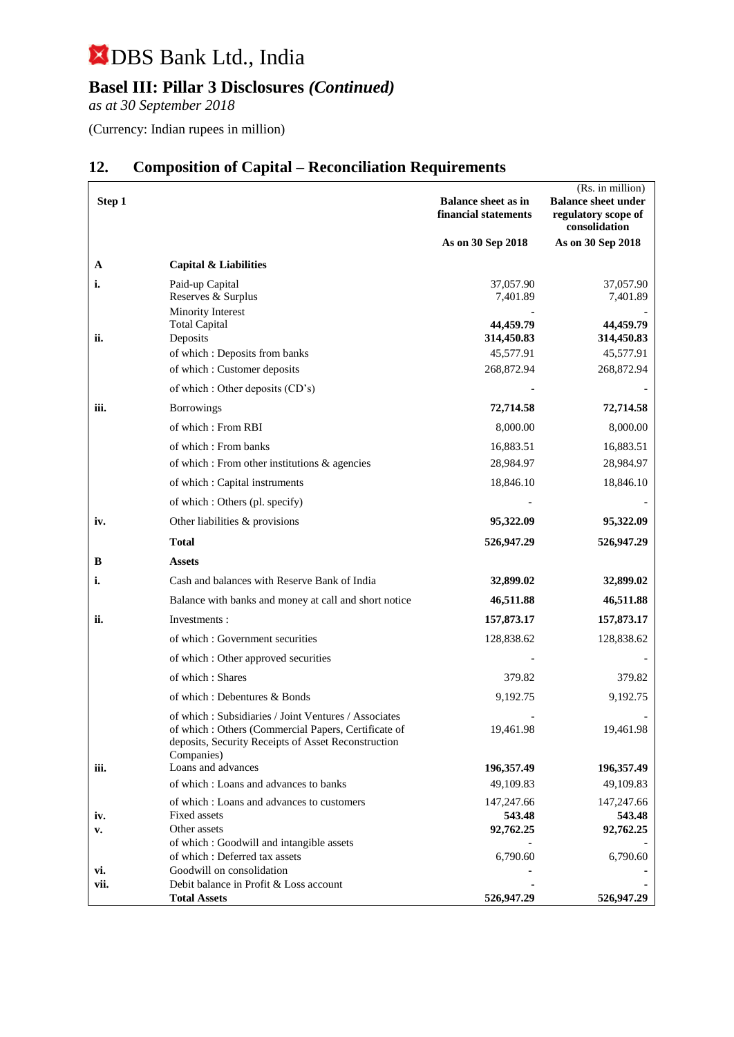# DBS Bank Ltd., India

## Basel III: Pillar 3 Disclosures *(Continued)*

*as at 30 September 2018*

(Currency: Indian rupees in million)

## 12. Composition of Capital – Reconciliation Requirements

(Rs. in million)

| Step 1 | | Balance sheet as in financial statements | Balance sheet under regulatory scope of consolidation |
|---|---|---|---|
| | | As on 30 Sep 2018 | As on 30 Sep 2018 |
| **A** | **Capital & Liabilities** | | |
| **i.** | Paid-up Capital | 37,057.90 | 37,057.90 |
| | Reserves & Surplus | 7,401.89 | 7,401.89 |
| | Minority Interest | - | - |
| | Total Capital | **44,459.79** | **44,459.79** |
| **ii.** | Deposits | **314,450.83** | **314,450.83** |
| | of which : Deposits from banks | 45,577.91 | 45,577.91 |
| | of which : Customer deposits | 268,872.94 | 268,872.94 |
| | of which : Other deposits (CD's) | - | - |
| **iii.** | Borrowings | **72,714.58** | **72,714.58** |
| | of which : From RBI | 8,000.00 | 8,000.00 |
| | of which : From banks | 16,883.51 | 16,883.51 |
| | of which : From other institutions & agencies | 28,984.97 | 28,984.97 |
| | of which : Capital instruments | 18,846.10 | 18,846.10 |
| | of which : Others (pl. specify) | - | - |
| **iv.** | Other liabilities & provisions | **95,322.09** | **95,322.09** |
| | **Total** | **526,947.29** | **526,947.29** |
| **B** | **Assets** | | |
| **i.** | Cash and balances with Reserve Bank of India | **32,899.02** | **32,899.02** |
| | Balance with banks and money at call and short notice | **46,511.88** | **46,511.88** |
| **ii.** | Investments : | **157,873.17** | **157,873.17** |
| | of which : Government securities | 128,838.62 | 128,838.62 |
| | of which : Other approved securities | - | - |
| | of which : Shares | 379.82 | 379.82 |
| | of which : Debentures & Bonds | 9,192.75 | 9,192.75 |
| | of which : Subsidiaries / Joint Ventures / Associates | - | - |
| | of which : Others (Commercial Papers, Certificate of deposits, Security Receipts of Asset Reconstruction Companies) | 19,461.98 | 19,461.98 |
| **iii.** | Loans and advances | **196,357.49** | **196,357.49** |
| | of which : Loans and advances to banks | 49,109.83 | 49,109.83 |
| | of which : Loans and advances to customers | 147,247.66 | 147,247.66 |
| **iv.** | Fixed assets | **543.48** | **543.48** |
| **v.** | Other assets | **92,762.25** | **92,762.25** |
| | of which : Goodwill and intangible assets | - | - |
| | of which : Deferred tax assets | 6,790.60 | 6,790.60 |
| **vi.** | Goodwill on consolidation | - | - |
| **vii.** | Debit balance in Profit & Loss account | - | - |
| | **Total Assets** | **526,947.29** | **526,947.29** |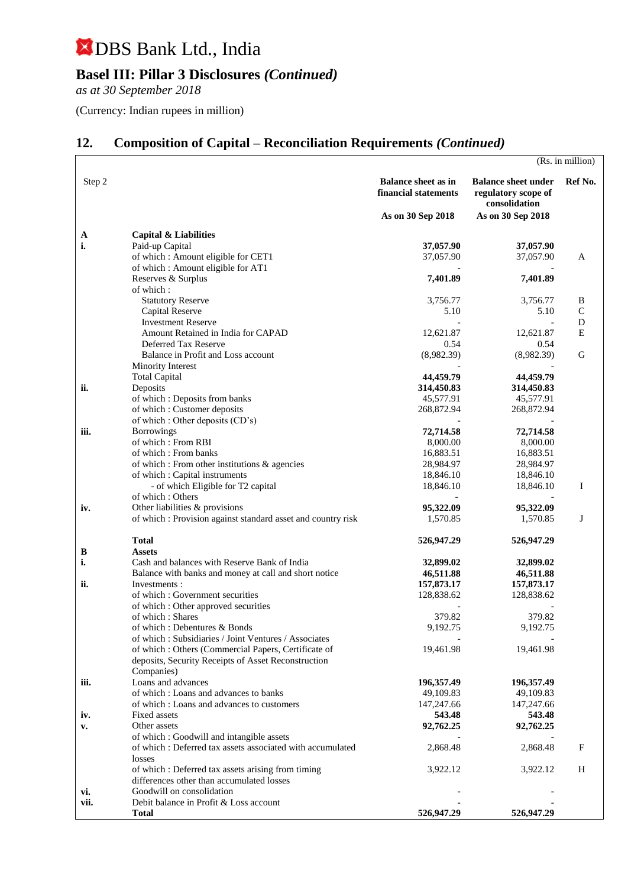# DBS Bank Ltd., India

## Basel III: Pillar 3 Disclosures *(Continued)*

*as at 30 September 2018*

(Currency: Indian rupees in million)

## 12. Composition of Capital – Reconciliation Requirements *(Continued)*

(Rs. in million)

| Step 2 | | Balance sheet as in financial statements | Balance sheet under regulatory scope of consolidation | Ref No. |
|---|---|---|---|---|
| | | As on 30 Sep 2018 | As on 30 Sep 2018 | |
| **A** | **Capital & Liabilities** | | | |
| **i.** | Paid-up Capital | **37,057.90** | **37,057.90** | |
| | of which : Amount eligible for CET1 | 37,057.90 | 37,057.90 | A |
| | of which : Amount eligible for AT1 | - | - | |
| | Reserves & Surplus | **7,401.89** | **7,401.89** | |
| | of which : | | | |
| | Statutory Reserve | 3,756.77 | 3,756.77 | B |
| | Capital Reserve | 5.10 | 5.10 | C |
| | Investment Reserve | - | - | D |
| | Amount Retained in India for CAPAD | 12,621.87 | 12,621.87 | E |
| | Deferred Tax Reserve | 0.54 | 0.54 | |
| | Balance in Profit and Loss account | (8,982.39) | (8,982.39) | G |
| | Minority Interest | - | - | |
| | Total Capital | **44,459.79** | **44,459.79** | |
| **ii.** | Deposits | **314,450.83** | **314,450.83** | |
| | of which : Deposits from banks | 45,577.91 | 45,577.91 | |
| | of which : Customer deposits | 268,872.94 | 268,872.94 | |
| | of which : Other deposits (CD's) | - | - | |
| **iii.** | Borrowings | **72,714.58** | **72,714.58** | |
| | of which : From RBI | 8,000.00 | 8,000.00 | |
| | of which : From banks | 16,883.51 | 16,883.51 | |
| | of which : From other institutions & agencies | 28,984.97 | 28,984.97 | |
| | of which : Capital instruments | 18,846.10 | 18,846.10 | |
| | - of which Eligible for T2 capital | 18,846.10 | 18,846.10 | I |
| | of which : Others | - | - | |
| **iv.** | Other liabilities & provisions | **95,322.09** | **95,322.09** | |
| | of which : Provision against standard asset and country risk | 1,570.85 | 1,570.85 | J |
| | **Total** | **526,947.29** | **526,947.29** | |
| **B** | **Assets** | | | |
| **i.** | Cash and balances with Reserve Bank of India | **32,899.02** | **32,899.02** | |
| | Balance with banks and money at call and short notice | **46,511.88** | **46,511.88** | |
| **ii.** | Investments : | **157,873.17** | **157,873.17** | |
| | of which : Government securities | 128,838.62 | 128,838.62 | |
| | of which : Other approved securities | - | - | |
| | of which : Shares | 379.82 | 379.82 | |
| | of which : Debentures & Bonds | 9,192.75 | 9,192.75 | |
| | of which : Subsidiaries / Joint Ventures / Associates | - | - | |
| | of which : Others (Commercial Papers, Certificate of deposits, Security Receipts of Asset Reconstruction Companies) | 19,461.98 | 19,461.98 | |
| **iii.** | Loans and advances | **196,357.49** | **196,357.49** | |
| | of which : Loans and advances to banks | 49,109.83 | 49,109.83 | |
| | of which : Loans and advances to customers | 147,247.66 | 147,247.66 | |
| **iv.** | Fixed assets | **543.48** | **543.48** | |
| **v.** | Other assets | **92,762.25** | **92,762.25** | |
| | of which : Goodwill and intangible assets | - | - | |
| | of which : Deferred tax assets associated with accumulated losses | 2,868.48 | 2,868.48 | F |
| | of which : Deferred tax assets arising from timing differences other than accumulated losses | 3,922.12 | 3,922.12 | H |
| **vi.** | Goodwill on consolidation | - | - | |
| **vii.** | Debit balance in Profit & Loss account | - | - | |
| | **Total** | **526,947.29** | **526,947.29** | |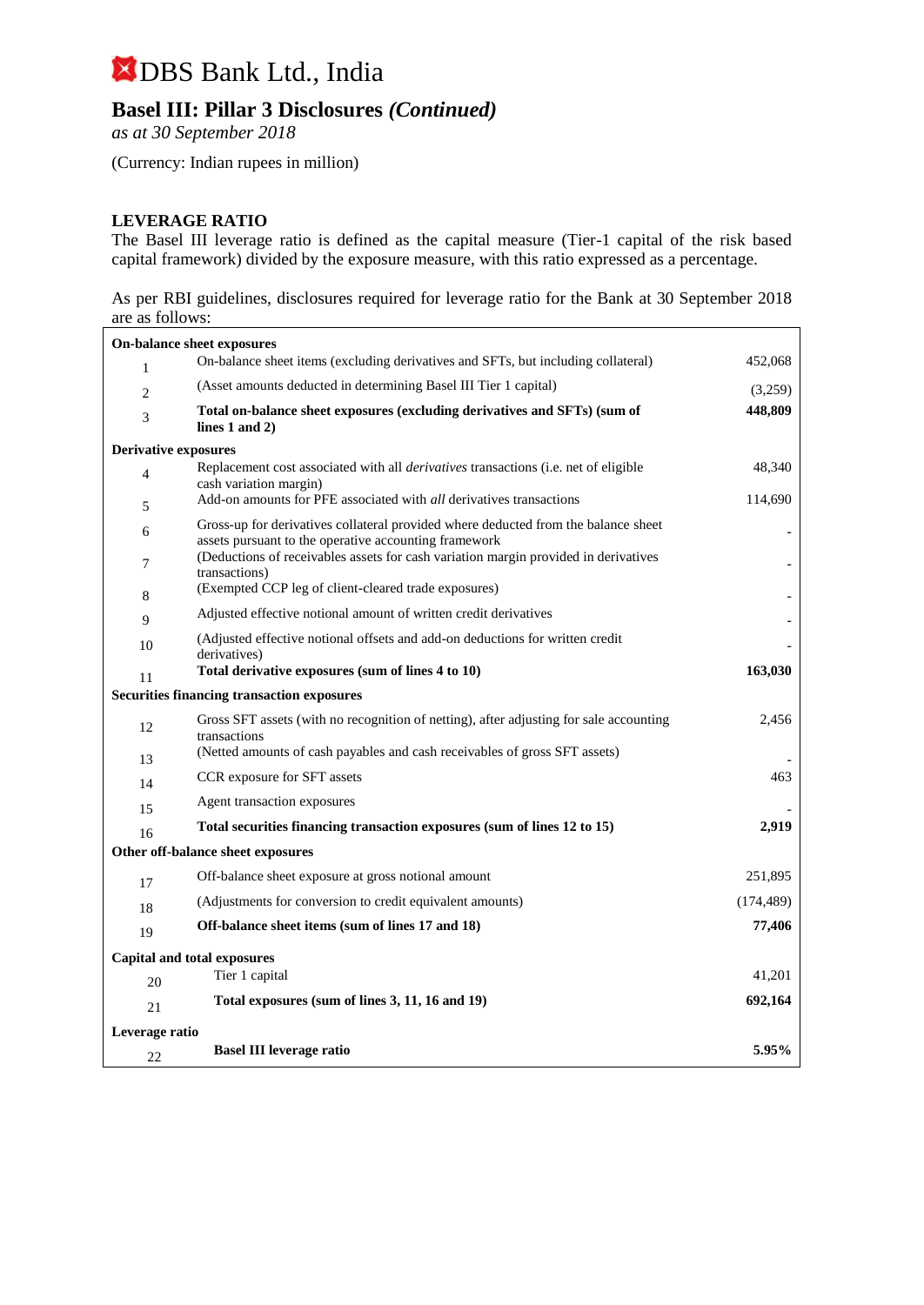# DBS Bank Ltd., India

## Basel III: Pillar 3 Disclosures *(Continued)*

*as at 30 September 2018*

(Currency: Indian rupees in million)

### LEVERAGE RATIO

The Basel III leverage ratio is defined as the capital measure (Tier-1 capital of the risk based capital framework) divided by the exposure measure, with this ratio expressed as a percentage.

As per RBI guidelines, disclosures required for leverage ratio for the Bank at 30 September 2018 are as follows:

| | | |
|---|---|---|
| **On-balance sheet exposures** | | |
| 1 | On-balance sheet items (excluding derivatives and SFTs, but including collateral) | 452,068 |
| 2 | (Asset amounts deducted in determining Basel III Tier 1 capital) | (3,259) |
| 3 | **Total on-balance sheet exposures (excluding derivatives and SFTs) (sum of lines 1 and 2)** | **448,809** |
| **Derivative exposures** | | |
| 4 | Replacement cost associated with all *derivatives* transactions (i.e. net of eligible cash variation margin) | 48,340 |
| 5 | Add-on amounts for PFE associated with *all* derivatives transactions | 114,690 |
| 6 | Gross-up for derivatives collateral provided where deducted from the balance sheet assets pursuant to the operative accounting framework | - |
| 7 | (Deductions of receivables assets for cash variation margin provided in derivatives transactions) | - |
| 8 | (Exempted CCP leg of client-cleared trade exposures) | - |
| 9 | Adjusted effective notional amount of written credit derivatives | - |
| 10 | (Adjusted effective notional offsets and add-on deductions for written credit derivatives) | - |
| 11 | **Total derivative exposures (sum of lines 4 to 10)** | **163,030** |
| **Securities financing transaction exposures** | | |
| 12 | Gross SFT assets (with no recognition of netting), after adjusting for sale accounting transactions | 2,456 |
| 13 | (Netted amounts of cash payables and cash receivables of gross SFT assets) | - |
| 14 | CCR exposure for SFT assets | 463 |
| 15 | Agent transaction exposures | - |
| 16 | **Total securities financing transaction exposures (sum of lines 12 to 15)** | **2,919** |
| **Other off-balance sheet exposures** | | |
| 17 | Off-balance sheet exposure at gross notional amount | 251,895 |
| 18 | (Adjustments for conversion to credit equivalent amounts) | (174,489) |
| 19 | **Off-balance sheet items (sum of lines 17 and 18)** | **77,406** |
| **Capital and total exposures** | | |
| 20 | Tier 1 capital | 41,201 |
| 21 | **Total exposures (sum of lines 3, 11, 16 and 19)** | **692,164** |
| **Leverage ratio** | | |
| 22 | **Basel III leverage ratio** | **5.95%** |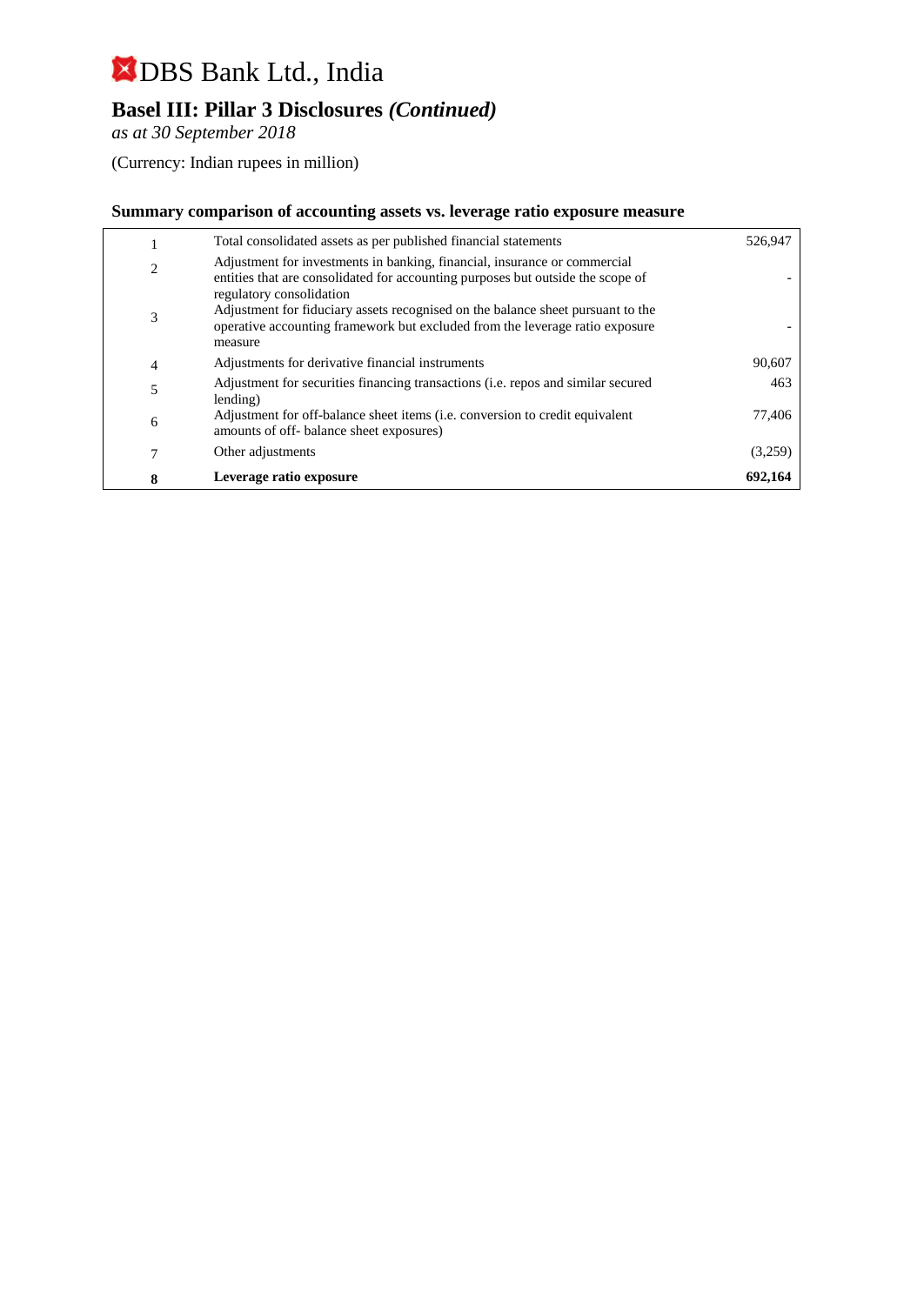# DBS Bank Ltd., India

## Basel III: Pillar 3 Disclosures *(Continued)*

*as at 30 September 2018*

(Currency: Indian rupees in million)

### Summary comparison of accounting assets vs. leverage ratio exposure measure

| | | |
|---|---|---|
| 1 | Total consolidated assets as per published financial statements | 526,947 |
| 2 | Adjustment for investments in banking, financial, insurance or commercial entities that are consolidated for accounting purposes but outside the scope of regulatory consolidation | - |
| 3 | Adjustment for fiduciary assets recognised on the balance sheet pursuant to the operative accounting framework but excluded from the leverage ratio exposure measure | - |
| 4 | Adjustments for derivative financial instruments | 90,607 |
| 5 | Adjustment for securities financing transactions (i.e. repos and similar secured lending) | 463 |
| 6 | Adjustment for off-balance sheet items (i.e. conversion to credit equivalent amounts of off- balance sheet exposures) | 77,406 |
| 7 | Other adjustments | (3,259) |
| **8** | **Leverage ratio exposure** | **692,164** |